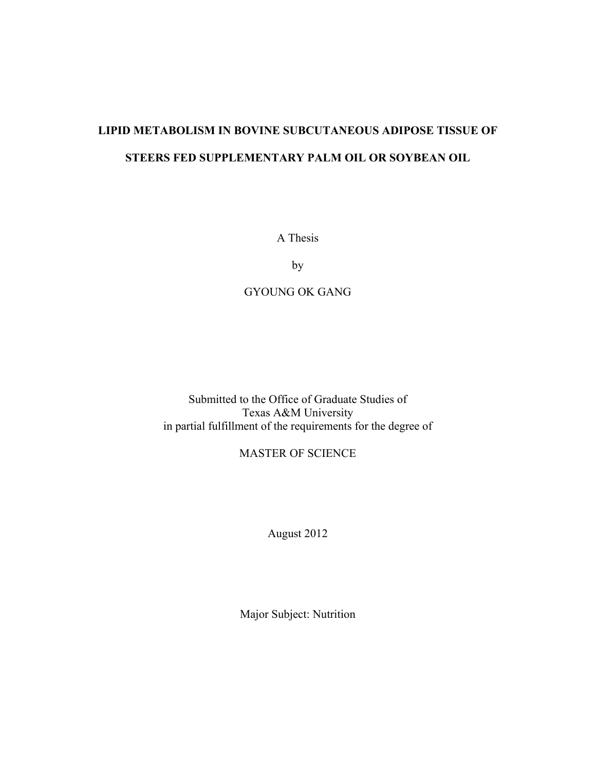# LIPID METABOLISM IN BOVINE SUBCUTANEOUS ADIPOSE TISSUE OF STEERS FED SUPPLEMENTARY PALM OIL OR SOYBEAN OIL

A Thesis

by

GYOUNG OK GANG

Submitted to the Office of Graduate Studies of
Texas A&M University
in partial fulfillment of the requirements for the degree of

MASTER OF SCIENCE

August 2012

Major Subject: Nutrition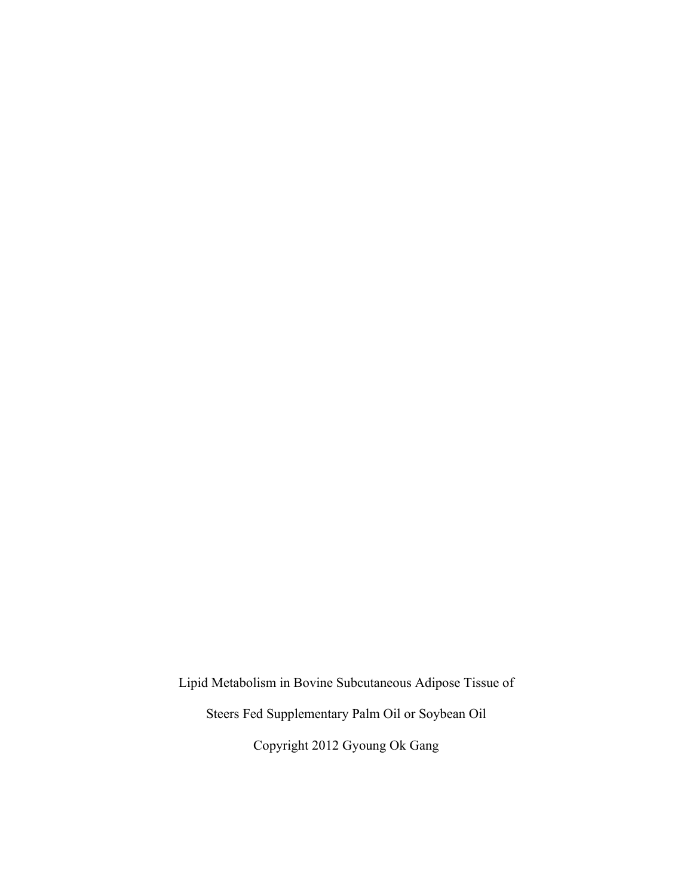Lipid Metabolism in Bovine Subcutaneous Adipose Tissue of

Steers Fed Supplementary Palm Oil or Soybean Oil

Copyright 2012 Gyoung Ok Gang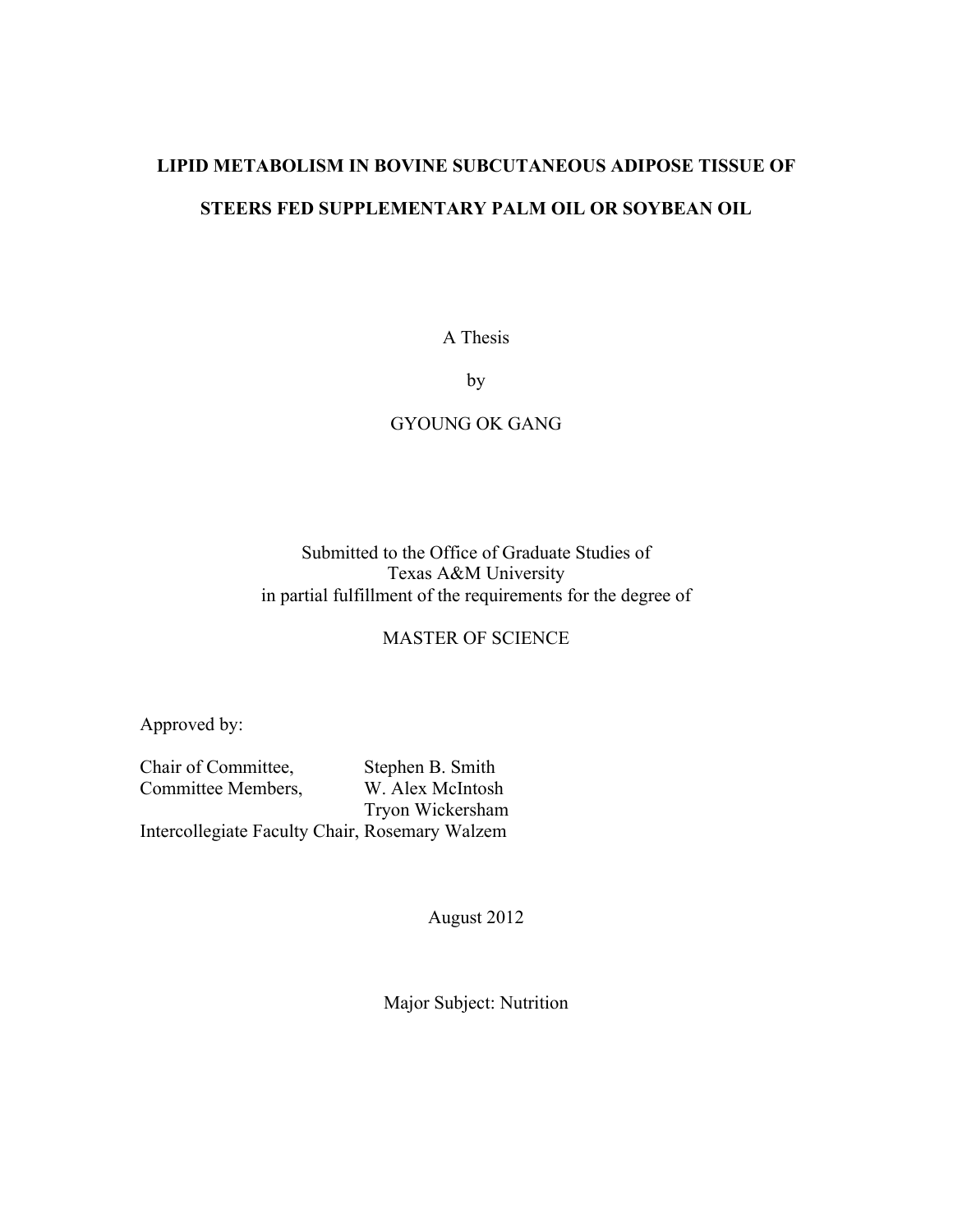**LIPID METABOLISM IN BOVINE SUBCUTANEOUS ADIPOSE TISSUE OF STEERS FED SUPPLEMENTARY PALM OIL OR SOYBEAN OIL**

A Thesis

by

GYOUNG OK GANG

Submitted to the Office of Graduate Studies of
Texas A&M University
in partial fulfillment of the requirements for the degree of

MASTER OF SCIENCE

Approved by:

Chair of Committee, Stephen B. Smith
Committee Members, W. Alex McIntosh
Tryon Wickersham
Intercollegiate Faculty Chair, Rosemary Walzem

August 2012

Major Subject: Nutrition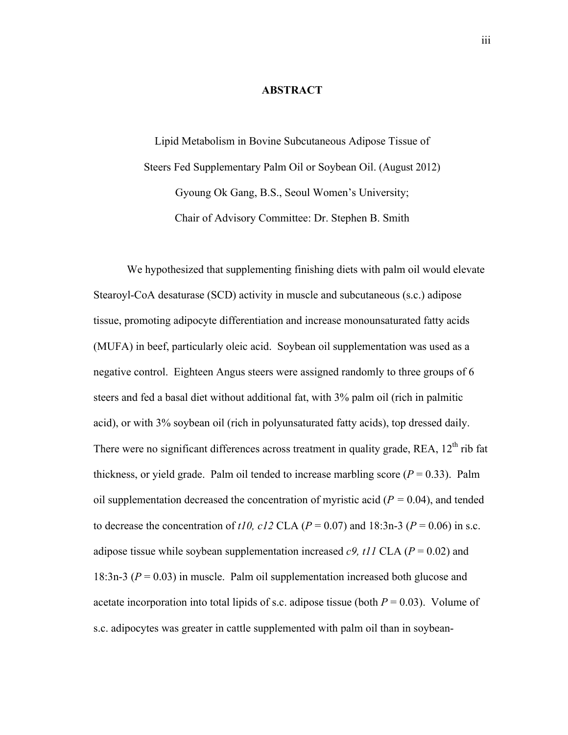# ABSTRACT

Lipid Metabolism in Bovine Subcutaneous Adipose Tissue of
Steers Fed Supplementary Palm Oil or Soybean Oil. (August 2012)
Gyoung Ok Gang, B.S., Seoul Women's University;
Chair of Advisory Committee: Dr. Stephen B. Smith

We hypothesized that supplementing finishing diets with palm oil would elevate Stearoyl-CoA desaturase (SCD) activity in muscle and subcutaneous (s.c.) adipose tissue, promoting adipocyte differentiation and increase monounsaturated fatty acids (MUFA) in beef, particularly oleic acid. Soybean oil supplementation was used as a negative control. Eighteen Angus steers were assigned randomly to three groups of 6 steers and fed a basal diet without additional fat, with 3% palm oil (rich in palmitic acid), or with 3% soybean oil (rich in polyunsaturated fatty acids), top dressed daily. There were no significant differences across treatment in quality grade, REA, 12$^{th}$ rib fat thickness, or yield grade. Palm oil tended to increase marbling score ($P = 0.33$). Palm oil supplementation decreased the concentration of myristic acid ($P = 0.04$), and tended to decrease the concentration of *t10, c12* CLA ($P = 0.07$) and 18:3n-3 ($P = 0.06$) in s.c. adipose tissue while soybean supplementation increased *c9, t11* CLA ($P = 0.02$) and 18:3n-3 ($P = 0.03$) in muscle. Palm oil supplementation increased both glucose and acetate incorporation into total lipids of s.c. adipose tissue (both $P = 0.03$). Volume of s.c. adipocytes was greater in cattle supplemented with palm oil than in soybean-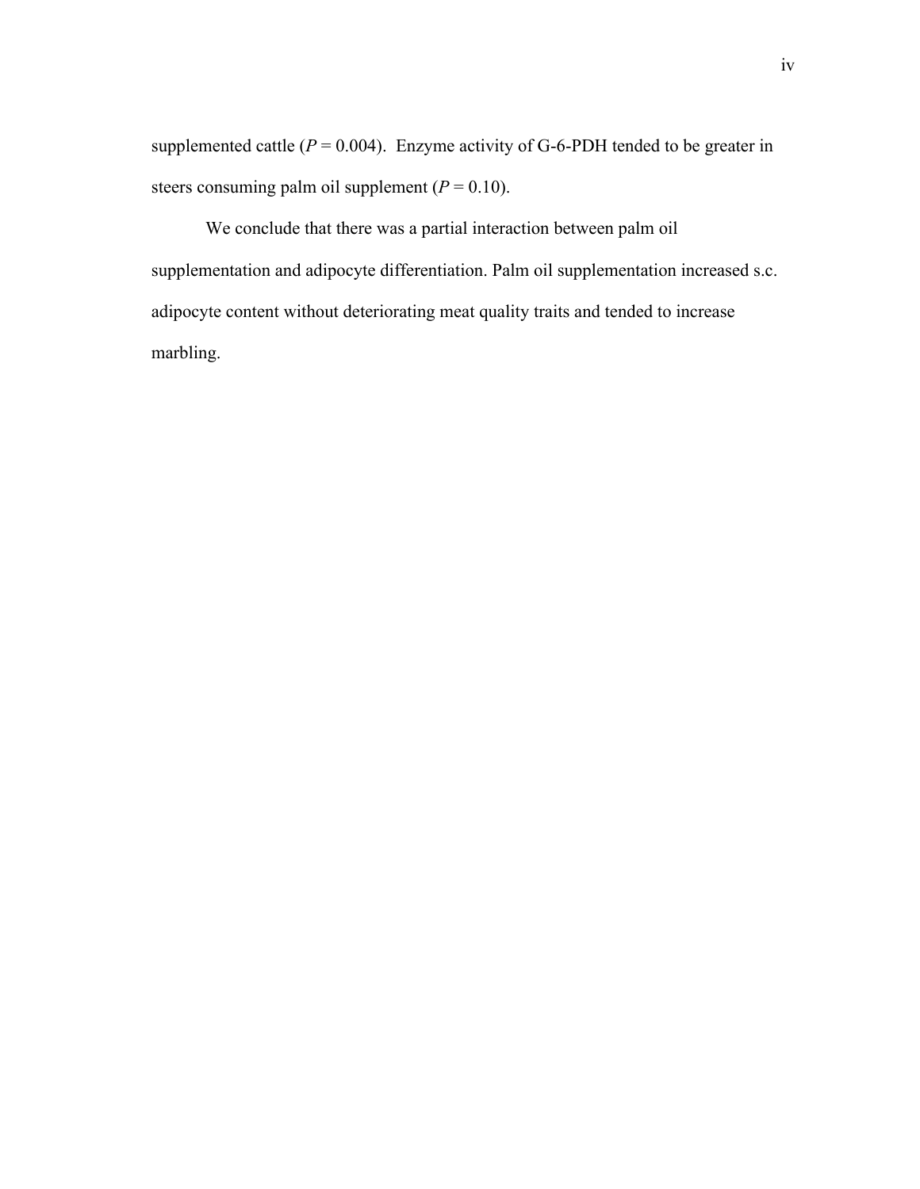supplemented cattle ($P = 0.004$). Enzyme activity of G-6-PDH tended to be greater in steers consuming palm oil supplement ($P = 0.10$).

We conclude that there was a partial interaction between palm oil supplementation and adipocyte differentiation. Palm oil supplementation increased s.c. adipocyte content without deteriorating meat quality traits and tended to increase marbling.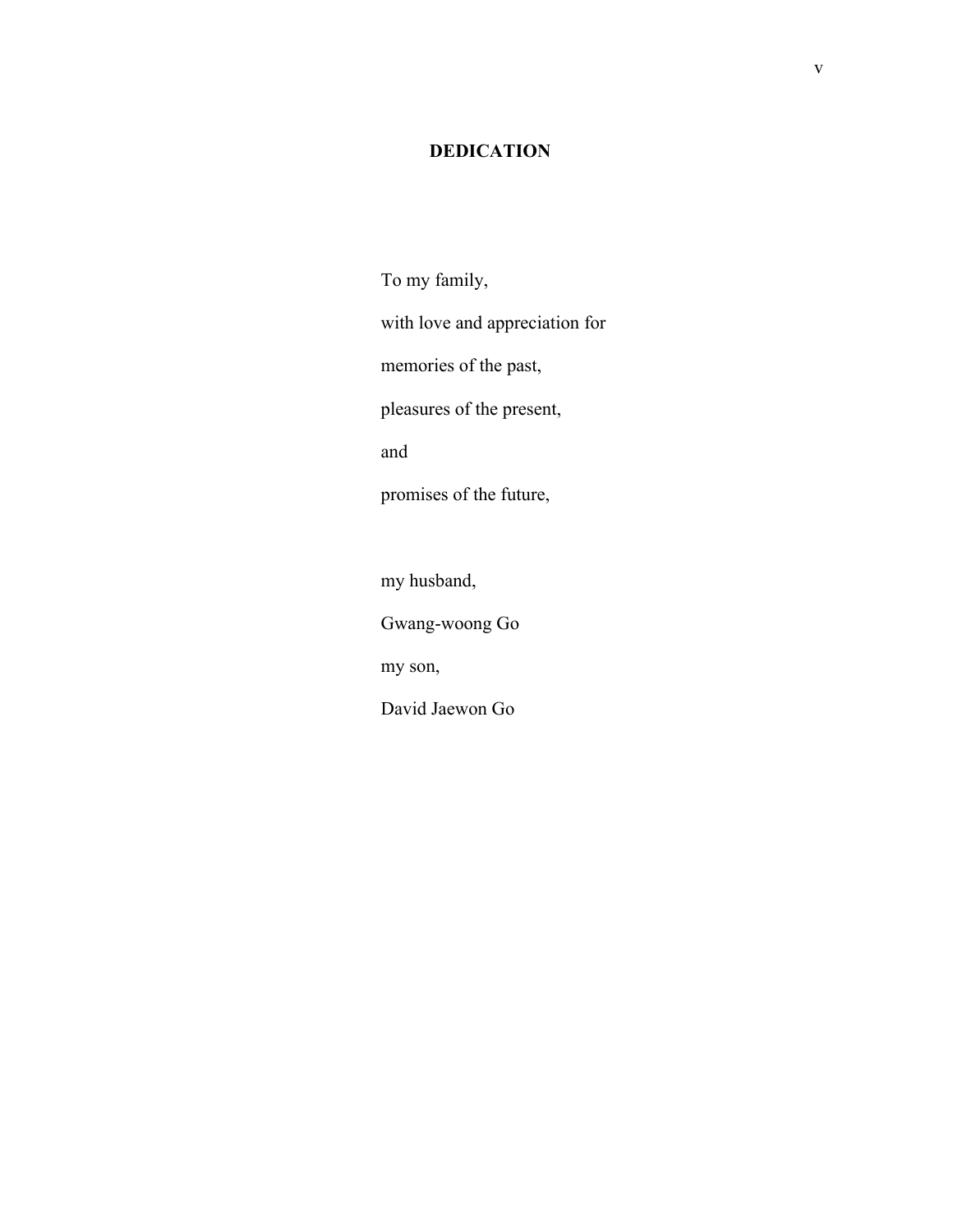# DEDICATION

To my family,

with love and appreciation for

memories of the past,

pleasures of the present,

and

promises of the future,

my husband,

Gwang-woong Go

my son,

David Jaewon Go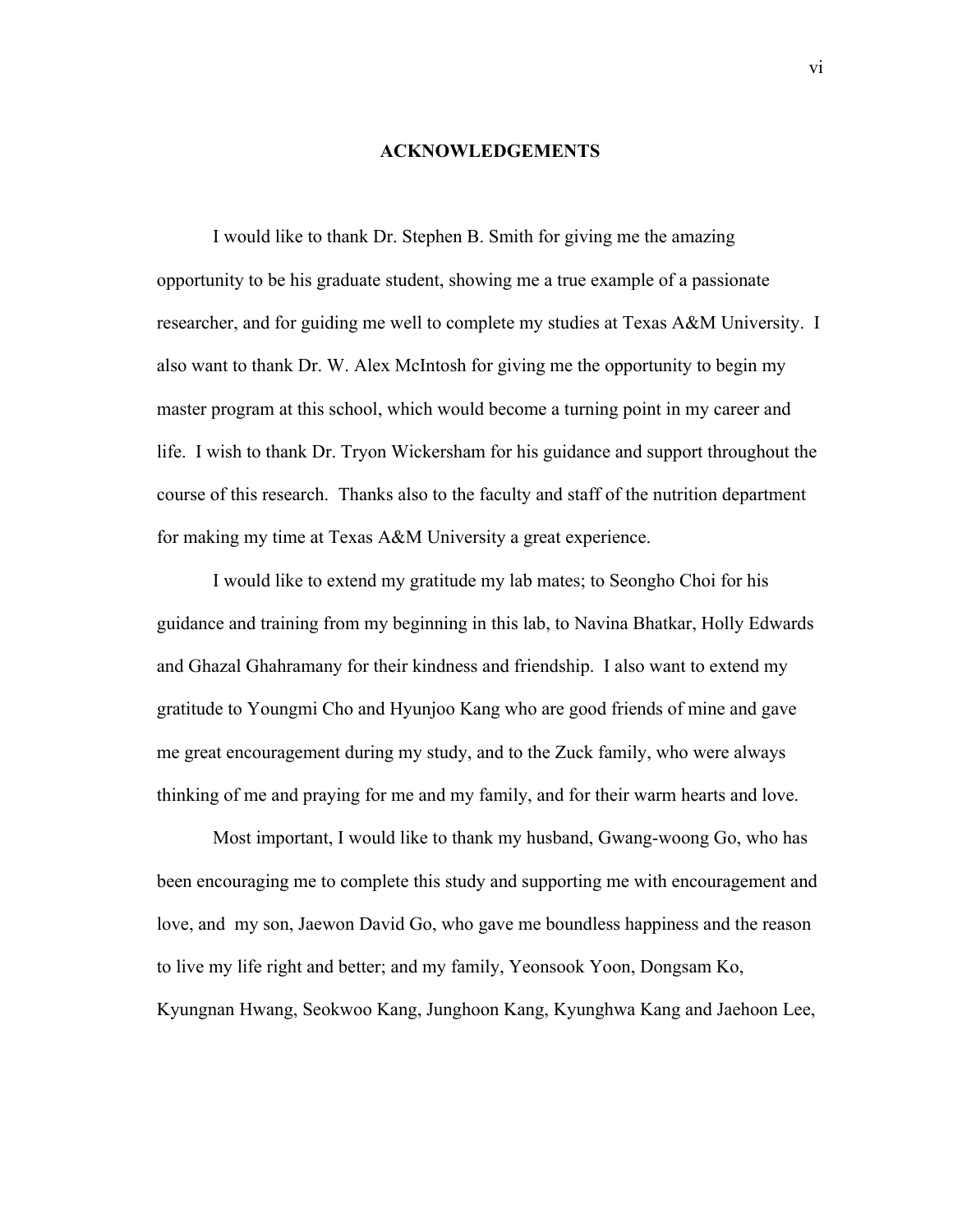# ACKNOWLEDGEMENTS

I would like to thank Dr. Stephen B. Smith for giving me the amazing opportunity to be his graduate student, showing me a true example of a passionate researcher, and for guiding me well to complete my studies at Texas A&M University. I also want to thank Dr. W. Alex McIntosh for giving me the opportunity to begin my master program at this school, which would become a turning point in my career and life. I wish to thank Dr. Tryon Wickersham for his guidance and support throughout the course of this research. Thanks also to the faculty and staff of the nutrition department for making my time at Texas A&M University a great experience.

I would like to extend my gratitude my lab mates; to Seongho Choi for his guidance and training from my beginning in this lab, to Navina Bhatkar, Holly Edwards and Ghazal Ghahramany for their kindness and friendship. I also want to extend my gratitude to Youngmi Cho and Hyunjoo Kang who are good friends of mine and gave me great encouragement during my study, and to the Zuck family, who were always thinking of me and praying for me and my family, and for their warm hearts and love.

Most important, I would like to thank my husband, Gwang-woong Go, who has been encouraging me to complete this study and supporting me with encouragement and love, and my son, Jaewon David Go, who gave me boundless happiness and the reason to live my life right and better; and my family, Yeonsook Yoon, Dongsam Ko, Kyungnan Hwang, Seokwoo Kang, Junghoon Kang, Kyunghwa Kang and Jaehoon Lee,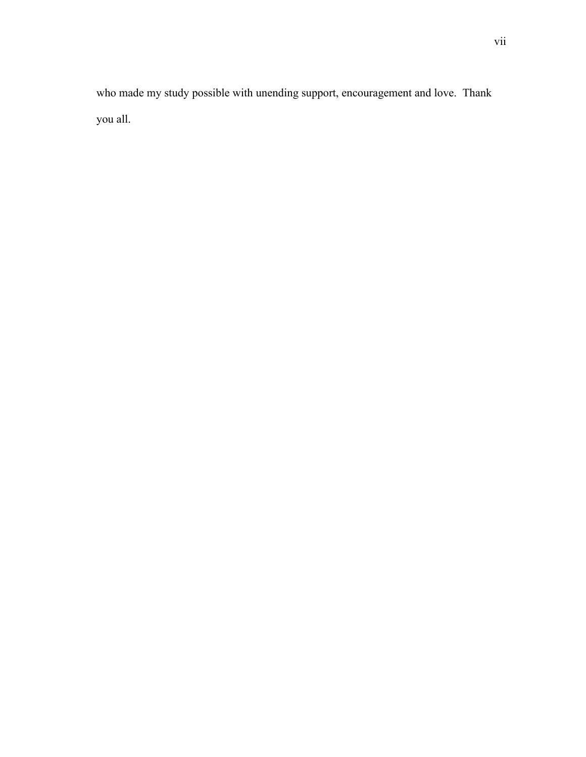who made my study possible with unending support, encouragement and love. Thank you all.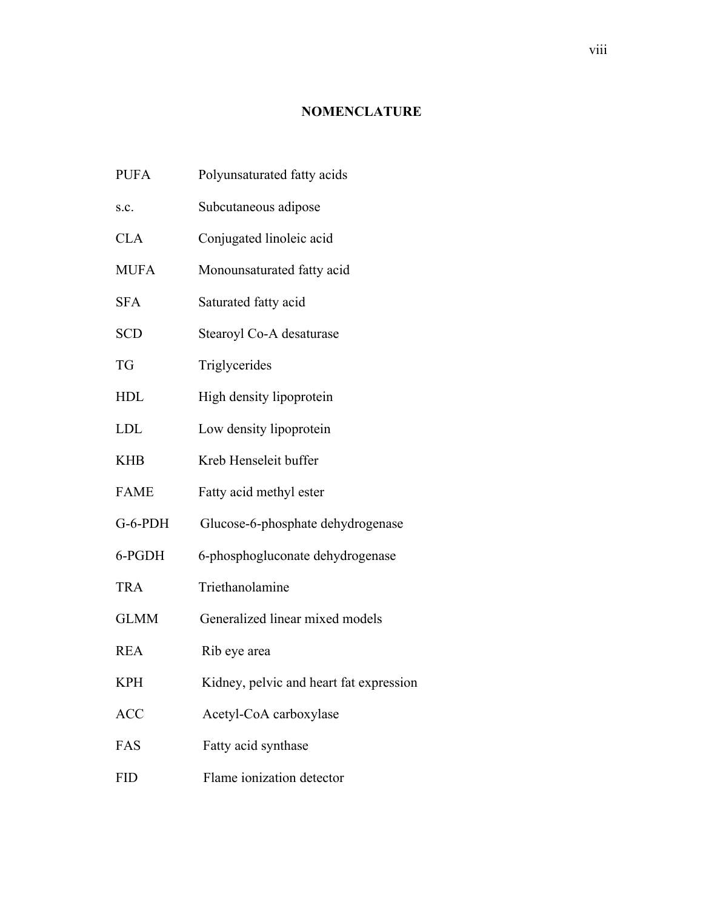## NOMENCLATURE

| | |
|---|---|
| PUFA | Polyunsaturated fatty acids |
| s.c. | Subcutaneous adipose |
| CLA | Conjugated linoleic acid |
| MUFA | Monounsaturated fatty acid |
| SFA | Saturated fatty acid |
| SCD | Stearoyl Co-A desaturase |
| TG | Triglycerides |
| HDL | High density lipoprotein |
| LDL | Low density lipoprotein |
| KHB | Kreb Henseleit buffer |
| FAME | Fatty acid methyl ester |
| G-6-PDH | Glucose-6-phosphate dehydrogenase |
| 6-PGDH | 6-phosphogluconate dehydrogenase |
| TRA | Triethanolamine |
| GLMM | Generalized linear mixed models |
| REA | Rib eye area |
| KPH | Kidney, pelvic and heart fat expression |
| ACC | Acetyl-CoA carboxylase |
| FAS | Fatty acid synthase |
| FID | Flame ionization detector |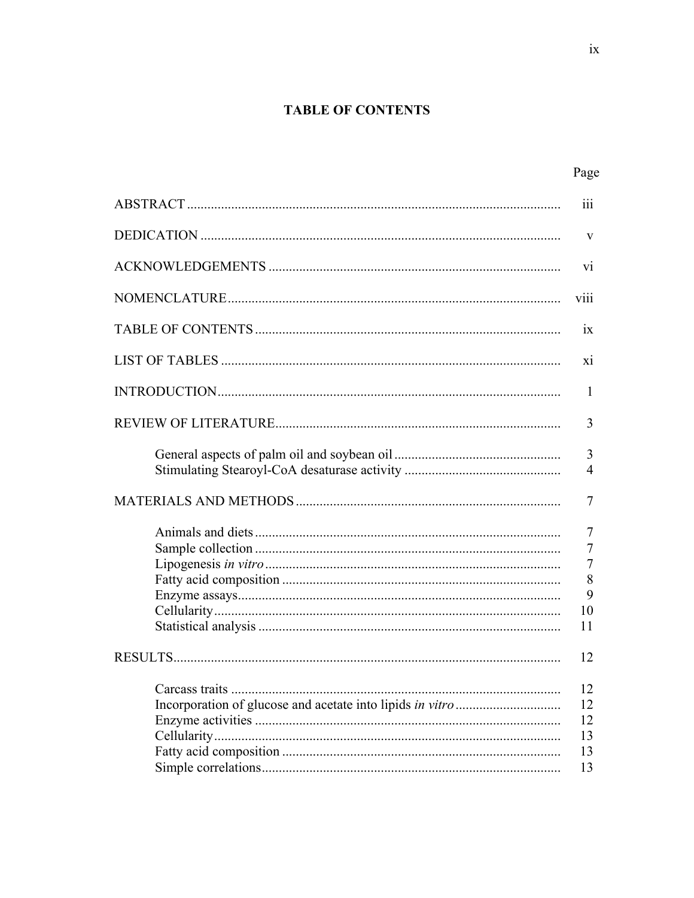# TABLE OF CONTENTS

| | Page |
|---|---|
| ABSTRACT | iii |
| DEDICATION | v |
| ACKNOWLEDGEMENTS | vi |
| NOMENCLATURE | viii |
| TABLE OF CONTENTS | ix |
| LIST OF TABLES | xi |
| INTRODUCTION | 1 |
| REVIEW OF LITERATURE | 3 |
| General aspects of palm oil and soybean oil | 3 |
| Stimulating Stearoyl-CoA desaturase activity | 4 |
| MATERIALS AND METHODS | 7 |
| Animals and diets | 7 |
| Sample collection | 7 |
| Lipogenesis *in vitro* | 7 |
| Fatty acid composition | 8 |
| Enzyme assays | 9 |
| Cellularity | 10 |
| Statistical analysis | 11 |
| RESULTS | 12 |
| Carcass traits | 12 |
| Incorporation of glucose and acetate into lipids *in vitro* | 12 |
| Enzyme activities | 12 |
| Cellularity | 13 |
| Fatty acid composition | 13 |
| Simple correlations | 13 |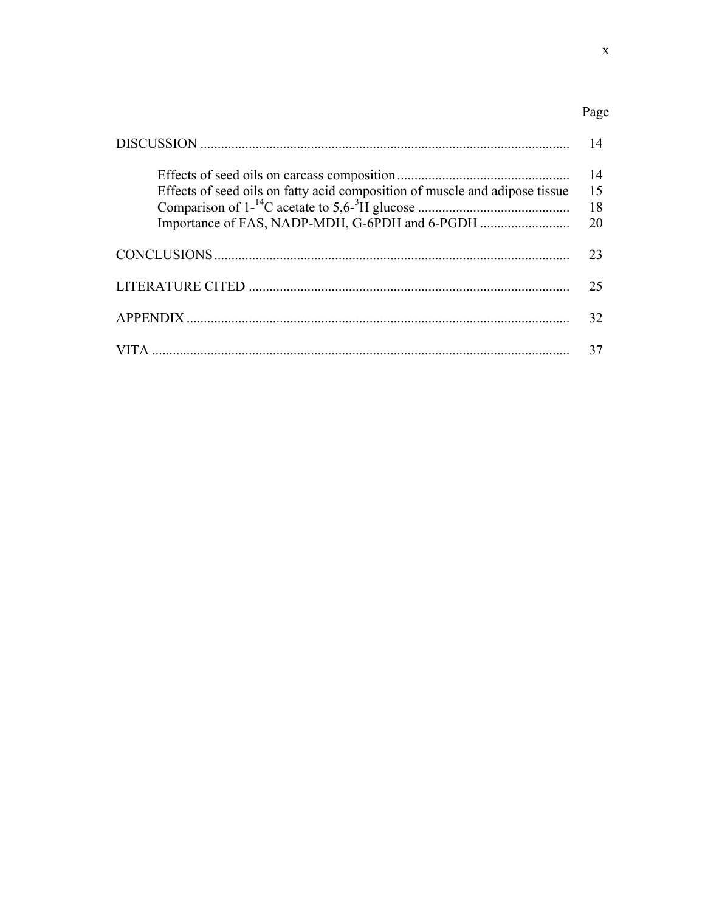| | Page |
|---|---|
| DISCUSSION | 14 |
| Effects of seed oils on carcass composition | 14 |
| Effects of seed oils on fatty acid composition of muscle and adipose tissue | 15 |
| Comparison of 1-$^{14}$C acetate to 5,6-$^{3}$H glucose | 18 |
| Importance of FAS, NADP-MDH, G-6PDH and 6-PGDH | 20 |
| CONCLUSIONS | 23 |
| LITERATURE CITED | 25 |
| APPENDIX | 32 |
| VITA | 37 |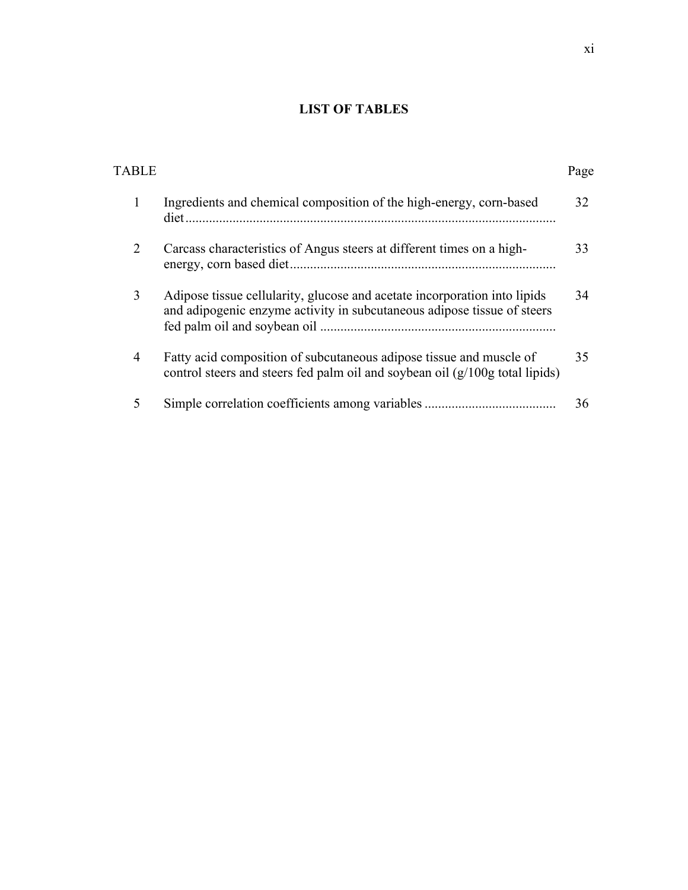# LIST OF TABLES

| TABLE | | Page |
|---|---|---|
| 1 | Ingredients and chemical composition of the high-energy, corn-based diet | 32 |
| 2 | Carcass characteristics of Angus steers at different times on a high-energy, corn based diet | 33 |
| 3 | Adipose tissue cellularity, glucose and acetate incorporation into lipids and adipogenic enzyme activity in subcutaneous adipose tissue of steers fed palm oil and soybean oil | 34 |
| 4 | Fatty acid composition of subcutaneous adipose tissue and muscle of control steers and steers fed palm oil and soybean oil (g/100g total lipids) | 35 |
| 5 | Simple correlation coefficients among variables | 36 |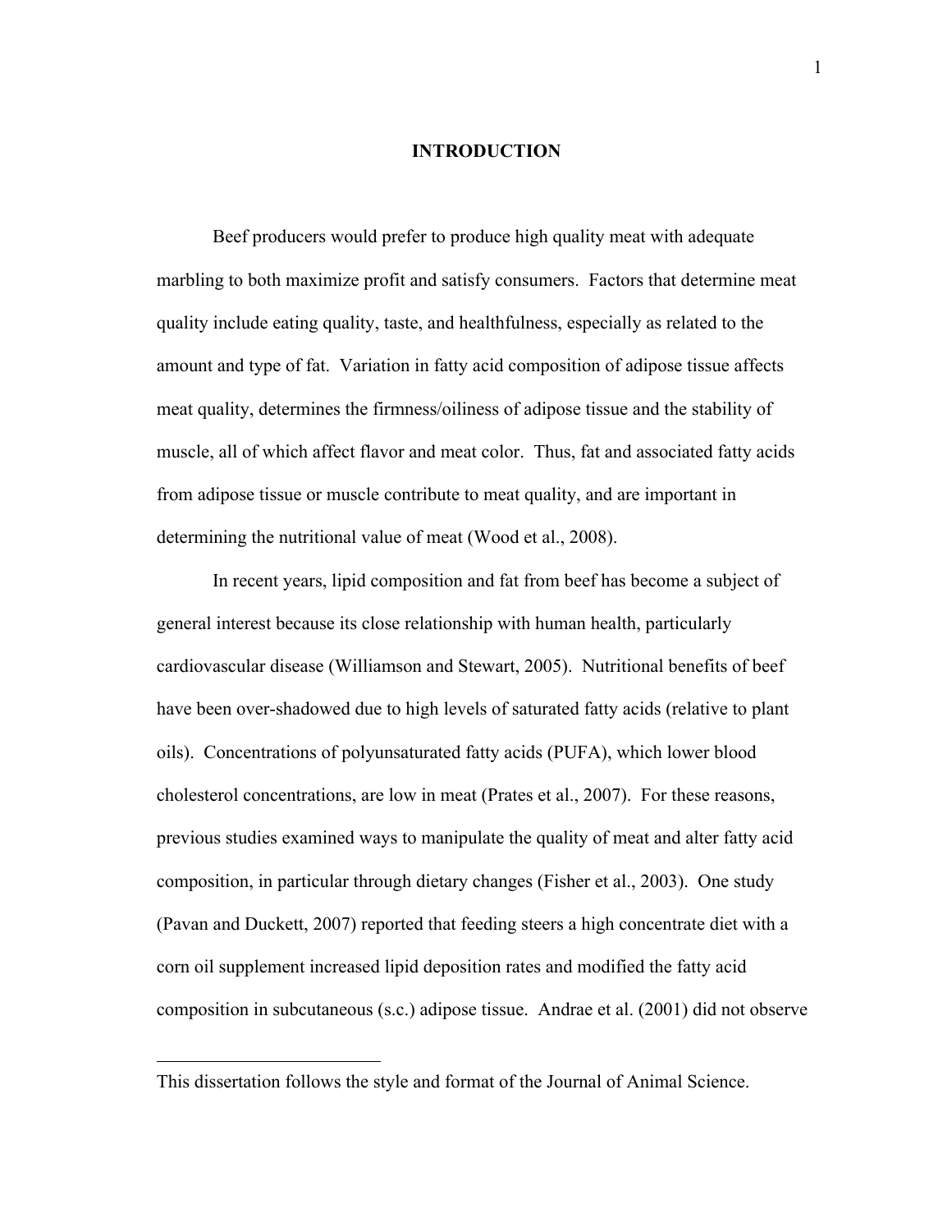# INTRODUCTION

Beef producers would prefer to produce high quality meat with adequate marbling to both maximize profit and satisfy consumers. Factors that determine meat quality include eating quality, taste, and healthfulness, especially as related to the amount and type of fat. Variation in fatty acid composition of adipose tissue affects meat quality, determines the firmness/oiliness of adipose tissue and the stability of muscle, all of which affect flavor and meat color. Thus, fat and associated fatty acids from adipose tissue or muscle contribute to meat quality, and are important in determining the nutritional value of meat (Wood et al., 2008).

In recent years, lipid composition and fat from beef has become a subject of general interest because its close relationship with human health, particularly cardiovascular disease (Williamson and Stewart, 2005). Nutritional benefits of beef have been over-shadowed due to high levels of saturated fatty acids (relative to plant oils). Concentrations of polyunsaturated fatty acids (PUFA), which lower blood cholesterol concentrations, are low in meat (Prates et al., 2007). For these reasons, previous studies examined ways to manipulate the quality of meat and alter fatty acid composition, in particular through dietary changes (Fisher et al., 2003). One study (Pavan and Duckett, 2007) reported that feeding steers a high concentrate diet with a corn oil supplement increased lipid deposition rates and modified the fatty acid composition in subcutaneous (s.c.) adipose tissue. Andrae et al. (2001) did not observe

---

This dissertation follows the style and format of the Journal of Animal Science.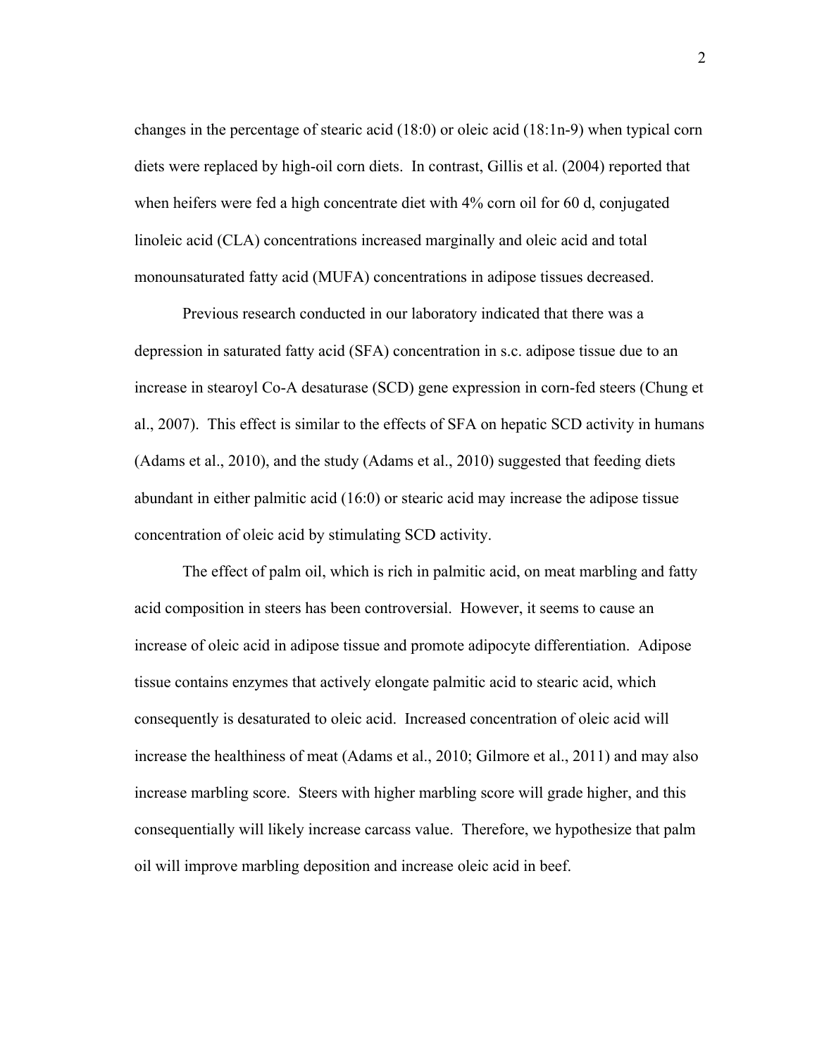changes in the percentage of stearic acid (18:0) or oleic acid (18:1n-9) when typical corn diets were replaced by high-oil corn diets. In contrast, Gillis et al. (2004) reported that when heifers were fed a high concentrate diet with 4% corn oil for 60 d, conjugated linoleic acid (CLA) concentrations increased marginally and oleic acid and total monounsaturated fatty acid (MUFA) concentrations in adipose tissues decreased.

Previous research conducted in our laboratory indicated that there was a depression in saturated fatty acid (SFA) concentration in s.c. adipose tissue due to an increase in stearoyl Co-A desaturase (SCD) gene expression in corn-fed steers (Chung et al., 2007). This effect is similar to the effects of SFA on hepatic SCD activity in humans (Adams et al., 2010), and the study (Adams et al., 2010) suggested that feeding diets abundant in either palmitic acid (16:0) or stearic acid may increase the adipose tissue concentration of oleic acid by stimulating SCD activity.

The effect of palm oil, which is rich in palmitic acid, on meat marbling and fatty acid composition in steers has been controversial. However, it seems to cause an increase of oleic acid in adipose tissue and promote adipocyte differentiation. Adipose tissue contains enzymes that actively elongate palmitic acid to stearic acid, which consequently is desaturated to oleic acid. Increased concentration of oleic acid will increase the healthiness of meat (Adams et al., 2010; Gilmore et al., 2011) and may also increase marbling score. Steers with higher marbling score will grade higher, and this consequentially will likely increase carcass value. Therefore, we hypothesize that palm oil will improve marbling deposition and increase oleic acid in beef.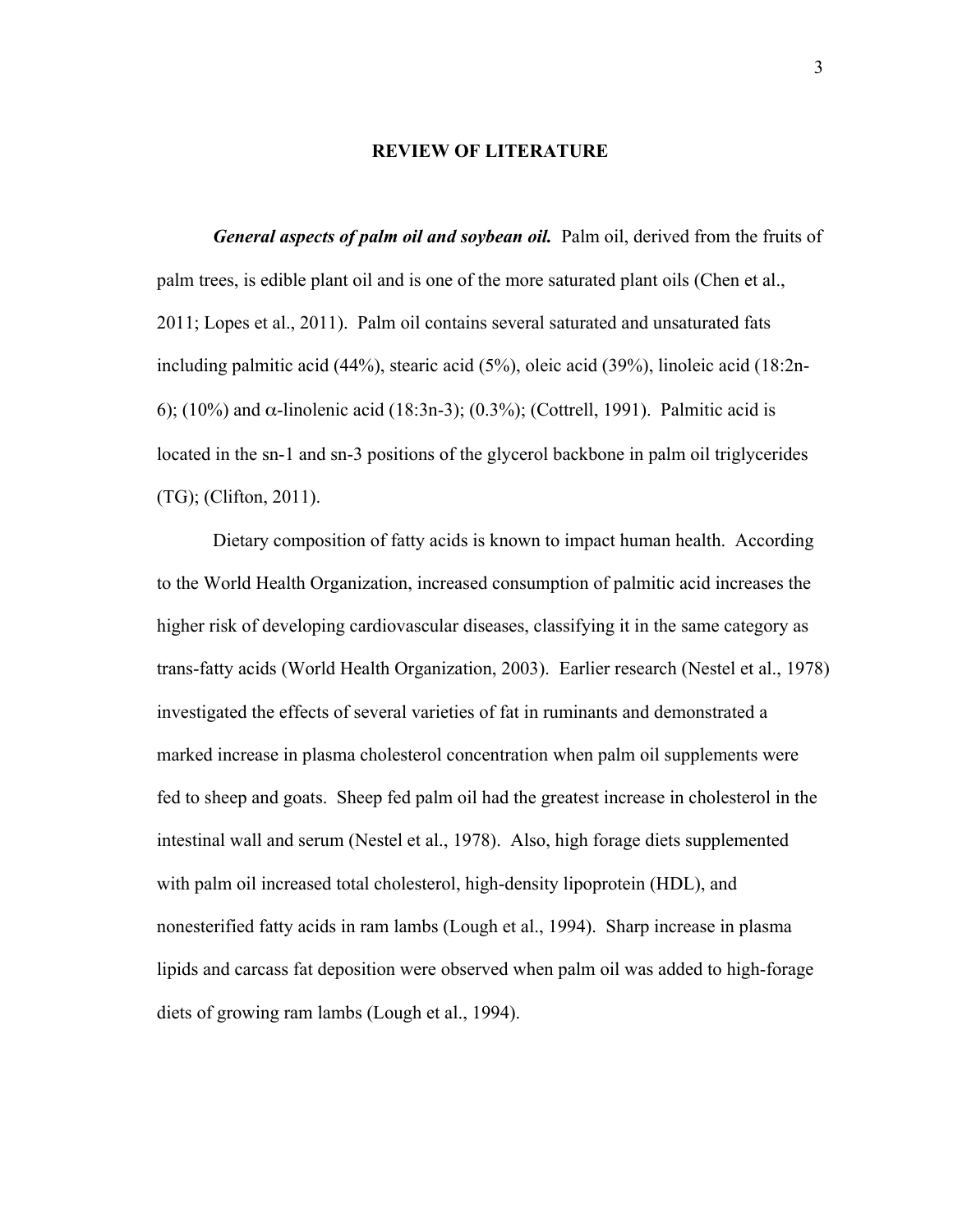## REVIEW OF LITERATURE

***General aspects of palm oil and soybean oil.*** Palm oil, derived from the fruits of palm trees, is edible plant oil and is one of the more saturated plant oils (Chen et al., 2011; Lopes et al., 2011). Palm oil contains several saturated and unsaturated fats including palmitic acid (44%), stearic acid (5%), oleic acid (39%), linoleic acid (18:2n-6); (10%) and α-linolenic acid (18:3n-3); (0.3%); (Cottrell, 1991). Palmitic acid is located in the sn-1 and sn-3 positions of the glycerol backbone in palm oil triglycerides (TG); (Clifton, 2011).

Dietary composition of fatty acids is known to impact human health. According to the World Health Organization, increased consumption of palmitic acid increases the higher risk of developing cardiovascular diseases, classifying it in the same category as trans-fatty acids (World Health Organization, 2003). Earlier research (Nestel et al., 1978) investigated the effects of several varieties of fat in ruminants and demonstrated a marked increase in plasma cholesterol concentration when palm oil supplements were fed to sheep and goats. Sheep fed palm oil had the greatest increase in cholesterol in the intestinal wall and serum (Nestel et al., 1978). Also, high forage diets supplemented with palm oil increased total cholesterol, high-density lipoprotein (HDL), and nonesterified fatty acids in ram lambs (Lough et al., 1994). Sharp increase in plasma lipids and carcass fat deposition were observed when palm oil was added to high-forage diets of growing ram lambs (Lough et al., 1994).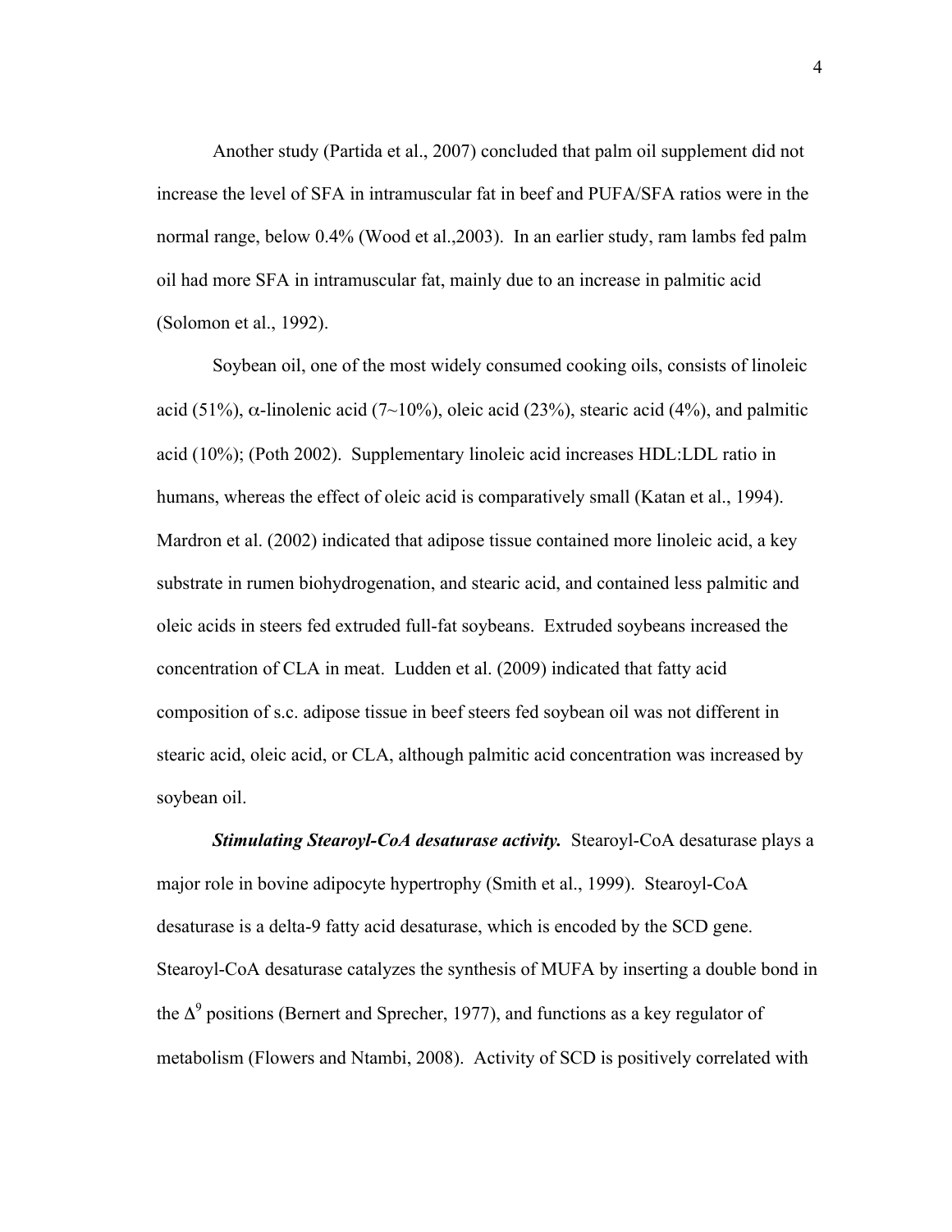Another study (Partida et al., 2007) concluded that palm oil supplement did not increase the level of SFA in intramuscular fat in beef and PUFA/SFA ratios were in the normal range, below 0.4% (Wood et al.,2003). In an earlier study, ram lambs fed palm oil had more SFA in intramuscular fat, mainly due to an increase in palmitic acid (Solomon et al., 1992).

Soybean oil, one of the most widely consumed cooking oils, consists of linoleic acid (51%), $\alpha$-linolenic acid (7~10%), oleic acid (23%), stearic acid (4%), and palmitic acid (10%); (Poth 2002). Supplementary linoleic acid increases HDL:LDL ratio in humans, whereas the effect of oleic acid is comparatively small (Katan et al., 1994). Mardron et al. (2002) indicated that adipose tissue contained more linoleic acid, a key substrate in rumen biohydrogenation, and stearic acid, and contained less palmitic and oleic acids in steers fed extruded full-fat soybeans. Extruded soybeans increased the concentration of CLA in meat. Ludden et al. (2009) indicated that fatty acid composition of s.c. adipose tissue in beef steers fed soybean oil was not different in stearic acid, oleic acid, or CLA, although palmitic acid concentration was increased by soybean oil.

***Stimulating Stearoyl-CoA desaturase activity.*** Stearoyl-CoA desaturase plays a major role in bovine adipocyte hypertrophy (Smith et al., 1999). Stearoyl-CoA desaturase is a delta-9 fatty acid desaturase, which is encoded by the SCD gene. Stearoyl-CoA desaturase catalyzes the synthesis of MUFA by inserting a double bond in the $\Delta^9$ positions (Bernert and Sprecher, 1977), and functions as a key regulator of metabolism (Flowers and Ntambi, 2008). Activity of SCD is positively correlated with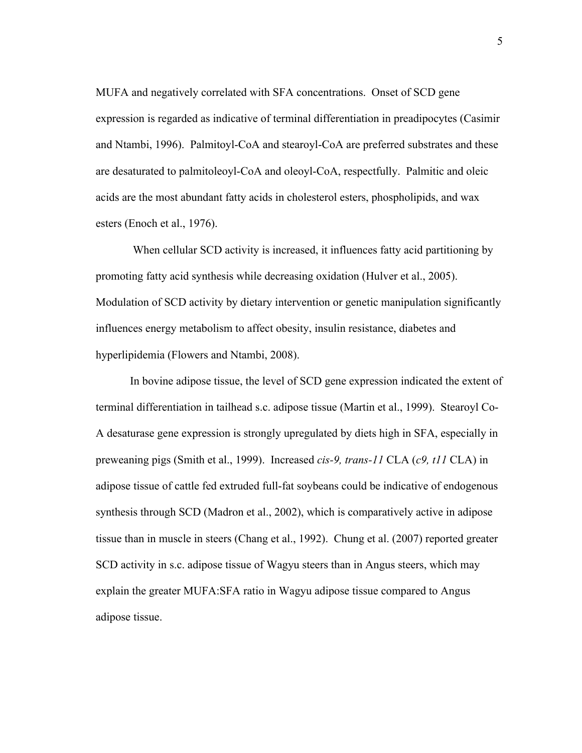MUFA and negatively correlated with SFA concentrations. Onset of SCD gene expression is regarded as indicative of terminal differentiation in preadipocytes (Casimir and Ntambi, 1996). Palmitoyl-CoA and stearoyl-CoA are preferred substrates and these are desaturated to palmitoleoyl-CoA and oleoyl-CoA, respectfully. Palmitic and oleic acids are the most abundant fatty acids in cholesterol esters, phospholipids, and wax esters (Enoch et al., 1976).

When cellular SCD activity is increased, it influences fatty acid partitioning by promoting fatty acid synthesis while decreasing oxidation (Hulver et al., 2005). Modulation of SCD activity by dietary intervention or genetic manipulation significantly influences energy metabolism to affect obesity, insulin resistance, diabetes and hyperlipidemia (Flowers and Ntambi, 2008).

In bovine adipose tissue, the level of SCD gene expression indicated the extent of terminal differentiation in tailhead s.c. adipose tissue (Martin et al., 1999). Stearoyl Co-A desaturase gene expression is strongly upregulated by diets high in SFA, especially in preweaning pigs (Smith et al., 1999). Increased *cis-9, trans-11* CLA (*c9, t11* CLA) in adipose tissue of cattle fed extruded full-fat soybeans could be indicative of endogenous synthesis through SCD (Madron et al., 2002), which is comparatively active in adipose tissue than in muscle in steers (Chang et al., 1992). Chung et al. (2007) reported greater SCD activity in s.c. adipose tissue of Wagyu steers than in Angus steers, which may explain the greater MUFA:SFA ratio in Wagyu adipose tissue compared to Angus adipose tissue.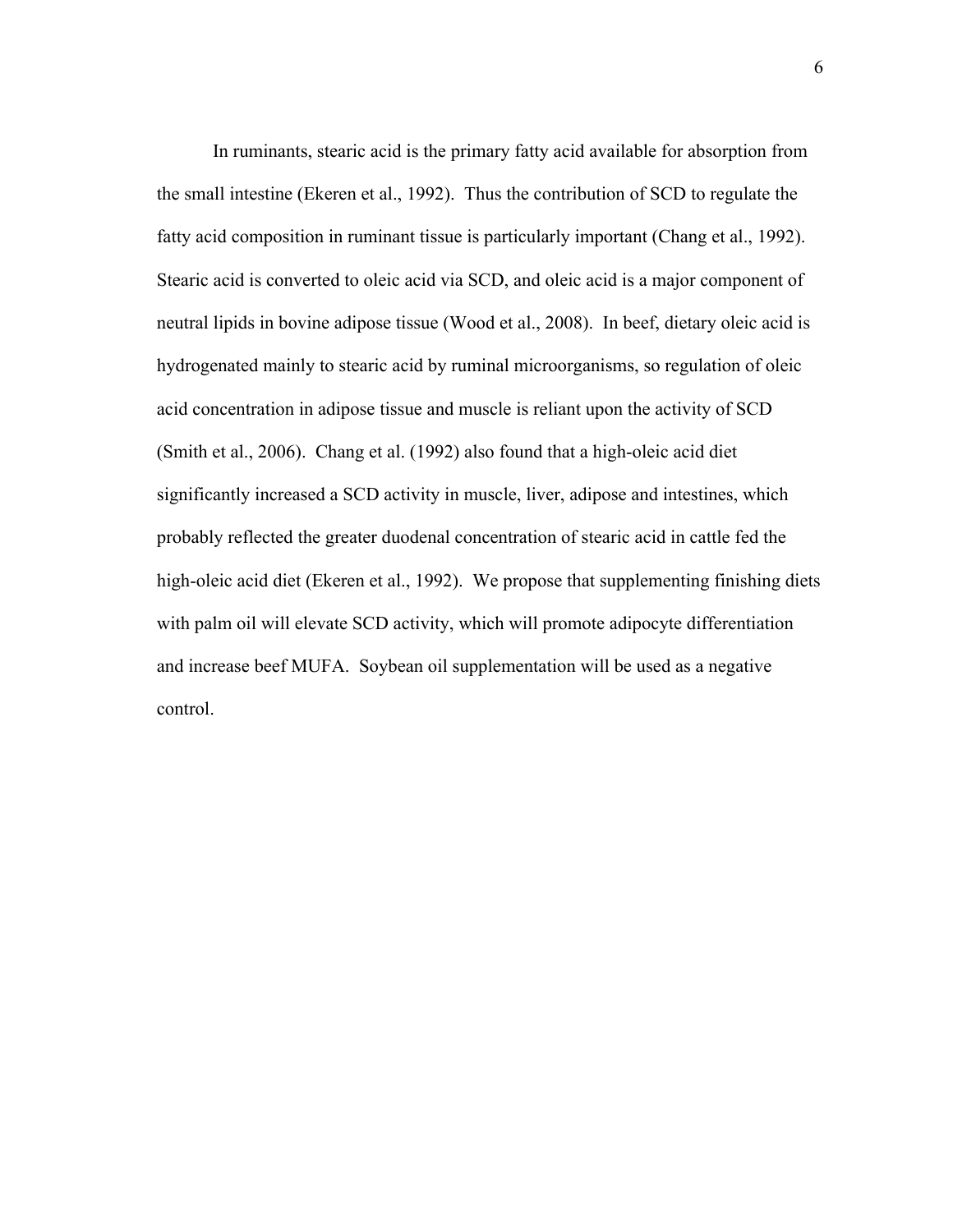In ruminants, stearic acid is the primary fatty acid available for absorption from the small intestine (Ekeren et al., 1992). Thus the contribution of SCD to regulate the fatty acid composition in ruminant tissue is particularly important (Chang et al., 1992). Stearic acid is converted to oleic acid via SCD, and oleic acid is a major component of neutral lipids in bovine adipose tissue (Wood et al., 2008). In beef, dietary oleic acid is hydrogenated mainly to stearic acid by ruminal microorganisms, so regulation of oleic acid concentration in adipose tissue and muscle is reliant upon the activity of SCD (Smith et al., 2006). Chang et al. (1992) also found that a high-oleic acid diet significantly increased a SCD activity in muscle, liver, adipose and intestines, which probably reflected the greater duodenal concentration of stearic acid in cattle fed the high-oleic acid diet (Ekeren et al., 1992). We propose that supplementing finishing diets with palm oil will elevate SCD activity, which will promote adipocyte differentiation and increase beef MUFA. Soybean oil supplementation will be used as a negative control.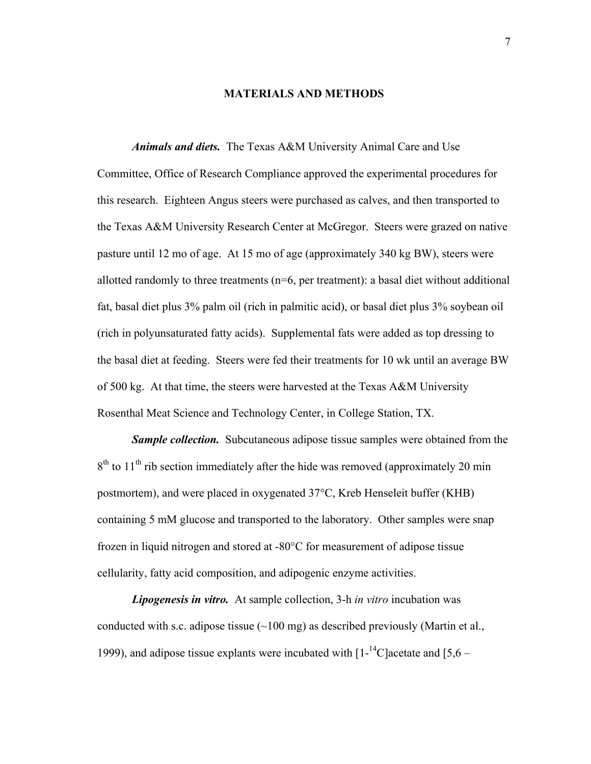## MATERIALS AND METHODS

***Animals and diets.*** The Texas A&M University Animal Care and Use Committee, Office of Research Compliance approved the experimental procedures for this research. Eighteen Angus steers were purchased as calves, and then transported to the Texas A&M University Research Center at McGregor. Steers were grazed on native pasture until 12 mo of age. At 15 mo of age (approximately 340 kg BW), steers were allotted randomly to three treatments (n=6, per treatment): a basal diet without additional fat, basal diet plus 3% palm oil (rich in palmitic acid), or basal diet plus 3% soybean oil (rich in polyunsaturated fatty acids). Supplemental fats were added as top dressing to the basal diet at feeding. Steers were fed their treatments for 10 wk until an average BW of 500 kg. At that time, the steers were harvested at the Texas A&M University Rosenthal Meat Science and Technology Center, in College Station, TX.

***Sample collection.*** Subcutaneous adipose tissue samples were obtained from the $8^{th}$ to $11^{th}$ rib section immediately after the hide was removed (approximately 20 min postmortem), and were placed in oxygenated 37°C, Kreb Henseleit buffer (KHB) containing 5 mM glucose and transported to the laboratory. Other samples were snap frozen in liquid nitrogen and stored at -80°C for measurement of adipose tissue cellularity, fatty acid composition, and adipogenic enzyme activities.

***Lipogenesis in vitro.*** At sample collection, 3-h *in vitro* incubation was conducted with s.c. adipose tissue (~100 mg) as described previously (Martin et al., 1999), and adipose tissue explants were incubated with [1-$^{14}$C]acetate and [5,6 –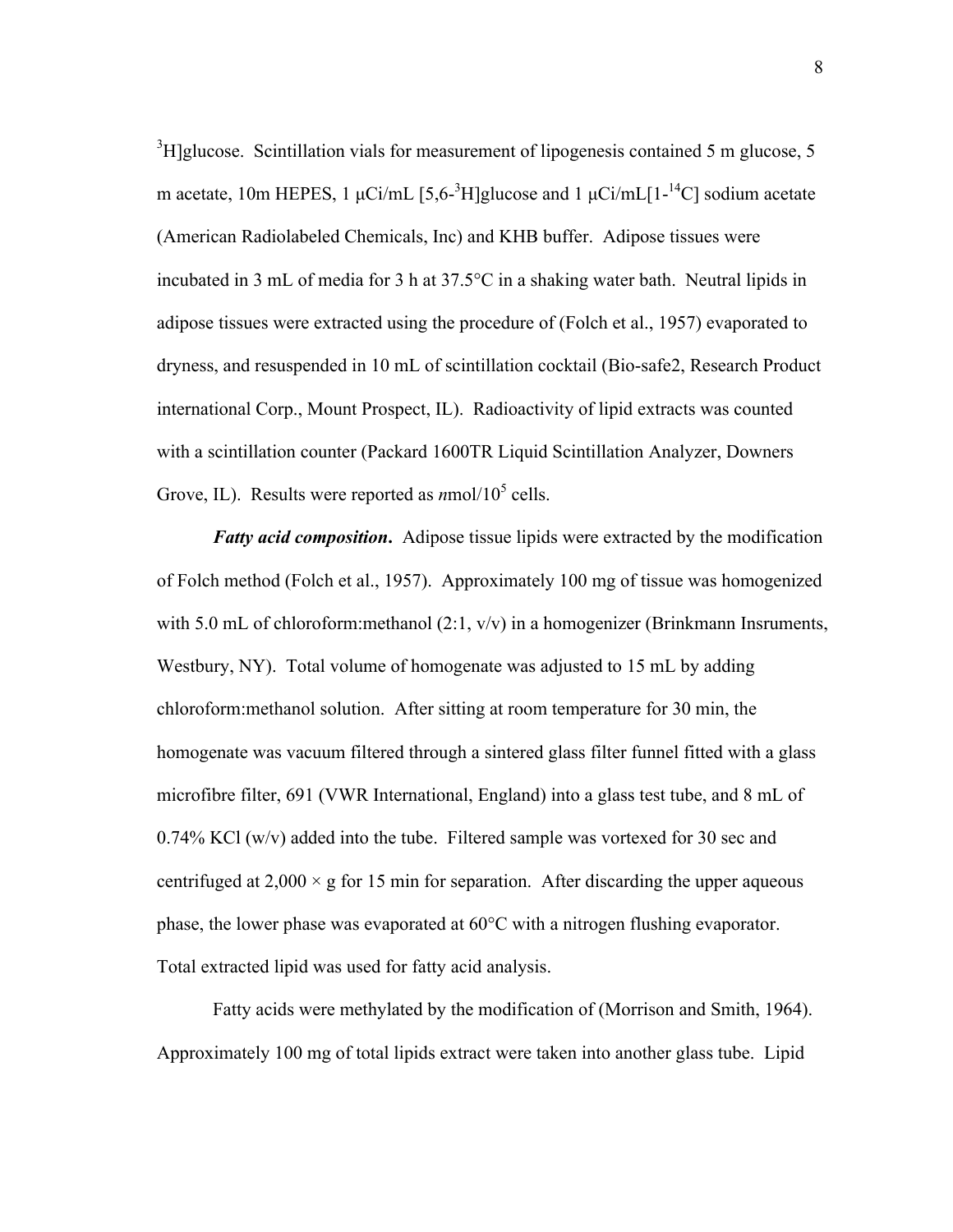$^3$H]glucose. Scintillation vials for measurement of lipogenesis contained 5 m glucose, 5 m acetate, 10m HEPES, 1 μCi/mL [5,6-$^3$H]glucose and 1 μCi/mL[1-$^{14}$C] sodium acetate (American Radiolabeled Chemicals, Inc) and KHB buffer. Adipose tissues were incubated in 3 mL of media for 3 h at 37.5°C in a shaking water bath. Neutral lipids in adipose tissues were extracted using the procedure of (Folch et al., 1957) evaporated to dryness, and resuspended in 10 mL of scintillation cocktail (Bio-safe2, Research Product international Corp., Mount Prospect, IL). Radioactivity of lipid extracts was counted with a scintillation counter (Packard 1600TR Liquid Scintillation Analyzer, Downers Grove, IL). Results were reported as *n*mol/$10^5$ cells.

***Fatty acid composition*.** Adipose tissue lipids were extracted by the modification of Folch method (Folch et al., 1957). Approximately 100 mg of tissue was homogenized with 5.0 mL of chloroform:methanol (2:1, v/v) in a homogenizer (Brinkmann Insruments, Westbury, NY). Total volume of homogenate was adjusted to 15 mL by adding chloroform:methanol solution. After sitting at room temperature for 30 min, the homogenate was vacuum filtered through a sintered glass filter funnel fitted with a glass microfibre filter, 691 (VWR International, England) into a glass test tube, and 8 mL of 0.74% KCl (w/v) added into the tube. Filtered sample was vortexed for 30 sec and centrifuged at 2,000 × g for 15 min for separation. After discarding the upper aqueous phase, the lower phase was evaporated at 60°C with a nitrogen flushing evaporator. Total extracted lipid was used for fatty acid analysis.

Fatty acids were methylated by the modification of (Morrison and Smith, 1964). Approximately 100 mg of total lipids extract were taken into another glass tube. Lipid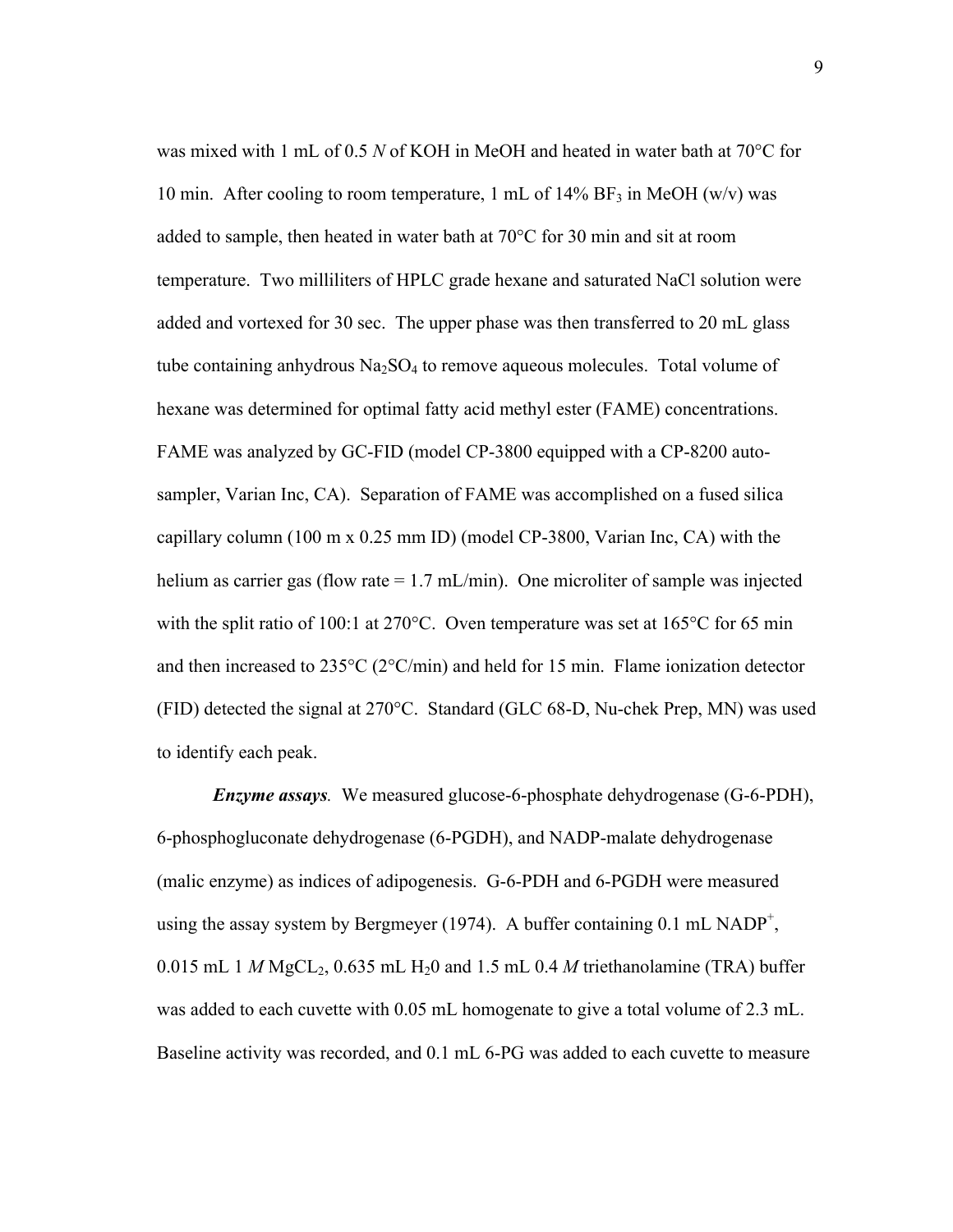was mixed with 1 mL of 0.5 *N* of KOH in MeOH and heated in water bath at 70°C for 10 min. After cooling to room temperature, 1 mL of 14% $BF_3$ in MeOH (w/v) was added to sample, then heated in water bath at 70°C for 30 min and sit at room temperature. Two milliliters of HPLC grade hexane and saturated NaCl solution were added and vortexed for 30 sec. The upper phase was then transferred to 20 mL glass tube containing anhydrous $Na_2SO_4$ to remove aqueous molecules. Total volume of hexane was determined for optimal fatty acid methyl ester (FAME) concentrations. FAME was analyzed by GC-FID (model CP-3800 equipped with a CP-8200 auto-sampler, Varian Inc, CA). Separation of FAME was accomplished on a fused silica capillary column (100 m x 0.25 mm ID) (model CP-3800, Varian Inc, CA) with the helium as carrier gas (flow rate = 1.7 mL/min). One microliter of sample was injected with the split ratio of 100:1 at 270°C. Oven temperature was set at 165°C for 65 min and then increased to 235°C (2°C/min) and held for 15 min. Flame ionization detector (FID) detected the signal at 270°C. Standard (GLC 68-D, Nu-chek Prep, MN) was used to identify each peak.

***Enzyme assays***. We measured glucose-6-phosphate dehydrogenase (G-6-PDH), 6-phosphogluconate dehydrogenase (6-PGDH), and NADP-malate dehydrogenase (malic enzyme) as indices of adipogenesis. G-6-PDH and 6-PGDH were measured using the assay system by Bergmeyer (1974). A buffer containing 0.1 mL $NADP^+$, 0.015 mL 1 *M* $MgCL_2$, 0.635 mL $H_20$ and 1.5 mL 0.4 *M* triethanolamine (TRA) buffer was added to each cuvette with 0.05 mL homogenate to give a total volume of 2.3 mL. Baseline activity was recorded, and 0.1 mL 6-PG was added to each cuvette to measure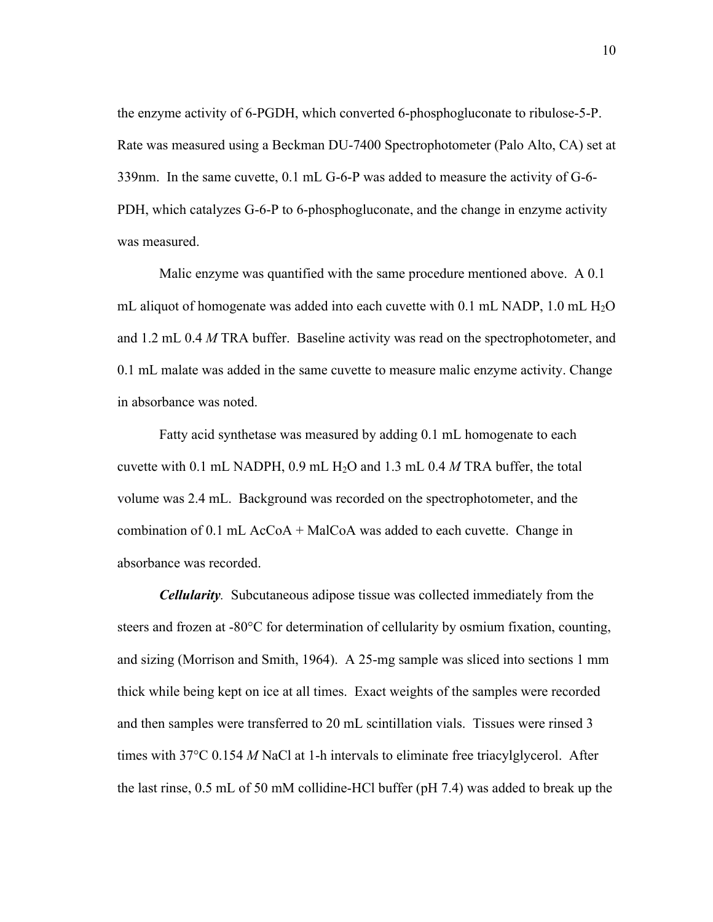the enzyme activity of 6-PGDH, which converted 6-phosphogluconate to ribulose-5-P. Rate was measured using a Beckman DU-7400 Spectrophotometer (Palo Alto, CA) set at 339nm. In the same cuvette, 0.1 mL G-6-P was added to measure the activity of G-6-PDH, which catalyzes G-6-P to 6-phosphogluconate, and the change in enzyme activity was measured.

Malic enzyme was quantified with the same procedure mentioned above. A 0.1 mL aliquot of homogenate was added into each cuvette with 0.1 mL NADP, 1.0 mL $H_2O$ and 1.2 mL 0.4 *M* TRA buffer. Baseline activity was read on the spectrophotometer, and 0.1 mL malate was added in the same cuvette to measure malic enzyme activity. Change in absorbance was noted.

Fatty acid synthetase was measured by adding 0.1 mL homogenate to each cuvette with 0.1 mL NADPH, 0.9 mL $H_2O$ and 1.3 mL 0.4 *M* TRA buffer, the total volume was 2.4 mL. Background was recorded on the spectrophotometer, and the combination of 0.1 mL AcCoA + MalCoA was added to each cuvette. Change in absorbance was recorded.

***Cellularity.*** Subcutaneous adipose tissue was collected immediately from the steers and frozen at -80°C for determination of cellularity by osmium fixation, counting, and sizing (Morrison and Smith, 1964). A 25-mg sample was sliced into sections 1 mm thick while being kept on ice at all times. Exact weights of the samples were recorded and then samples were transferred to 20 mL scintillation vials. Tissues were rinsed 3 times with 37°C 0.154 *M* NaCl at 1-h intervals to eliminate free triacylglycerol. After the last rinse, 0.5 mL of 50 mM collidine-HCl buffer (pH 7.4) was added to break up the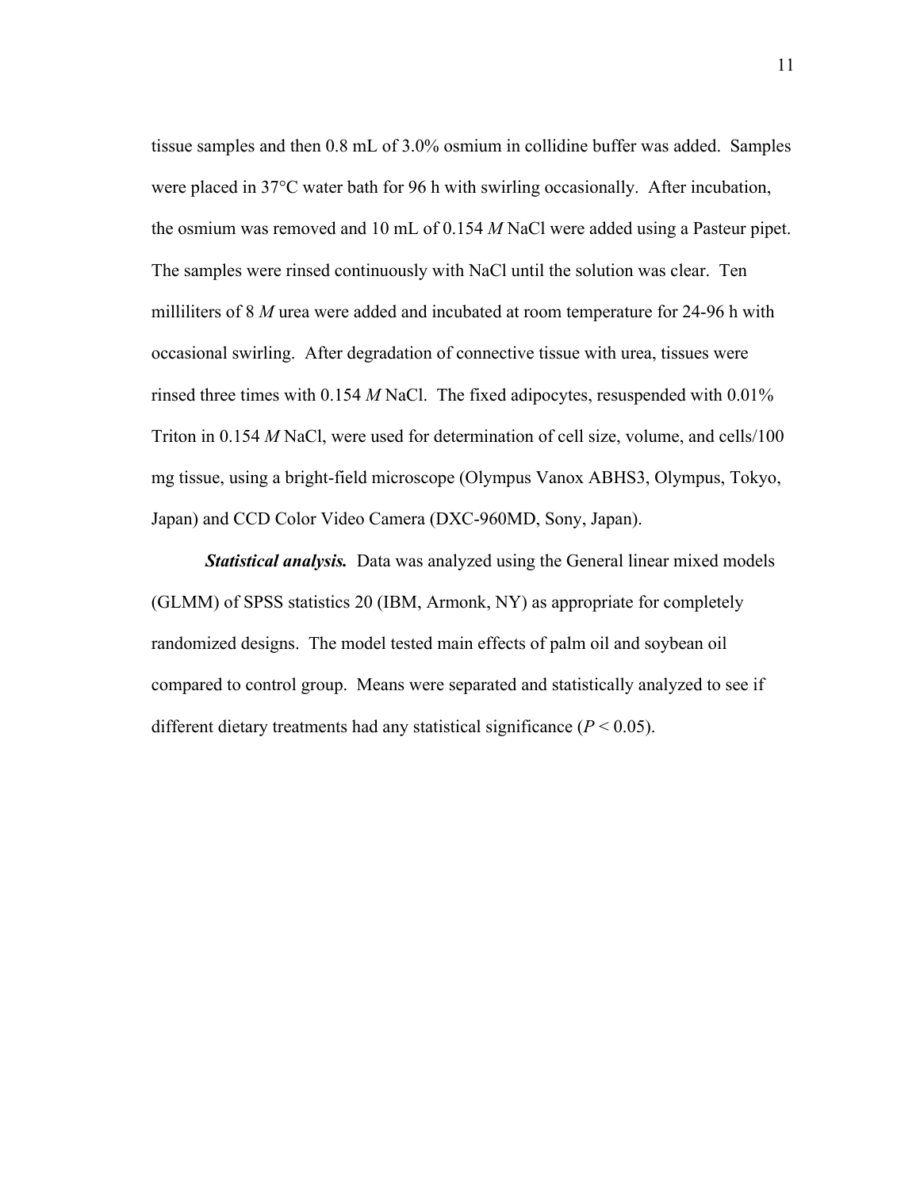tissue samples and then 0.8 mL of 3.0% osmium in collidine buffer was added. Samples were placed in 37°C water bath for 96 h with swirling occasionally. After incubation, the osmium was removed and 10 mL of 0.154 *M* NaCl were added using a Pasteur pipet. The samples were rinsed continuously with NaCl until the solution was clear. Ten milliliters of 8 *M* urea were added and incubated at room temperature for 24-96 h with occasional swirling. After degradation of connective tissue with urea, tissues were rinsed three times with 0.154 *M* NaCl. The fixed adipocytes, resuspended with 0.01% Triton in 0.154 *M* NaCl, were used for determination of cell size, volume, and cells/100 mg tissue, using a bright-field microscope (Olympus Vanox ABHS3, Olympus, Tokyo, Japan) and CCD Color Video Camera (DXC-960MD, Sony, Japan).

***Statistical analysis.*** Data was analyzed using the General linear mixed models (GLMM) of SPSS statistics 20 (IBM, Armonk, NY) as appropriate for completely randomized designs. The model tested main effects of palm oil and soybean oil compared to control group. Means were separated and statistically analyzed to see if different dietary treatments had any statistical significance ($P < 0.05$).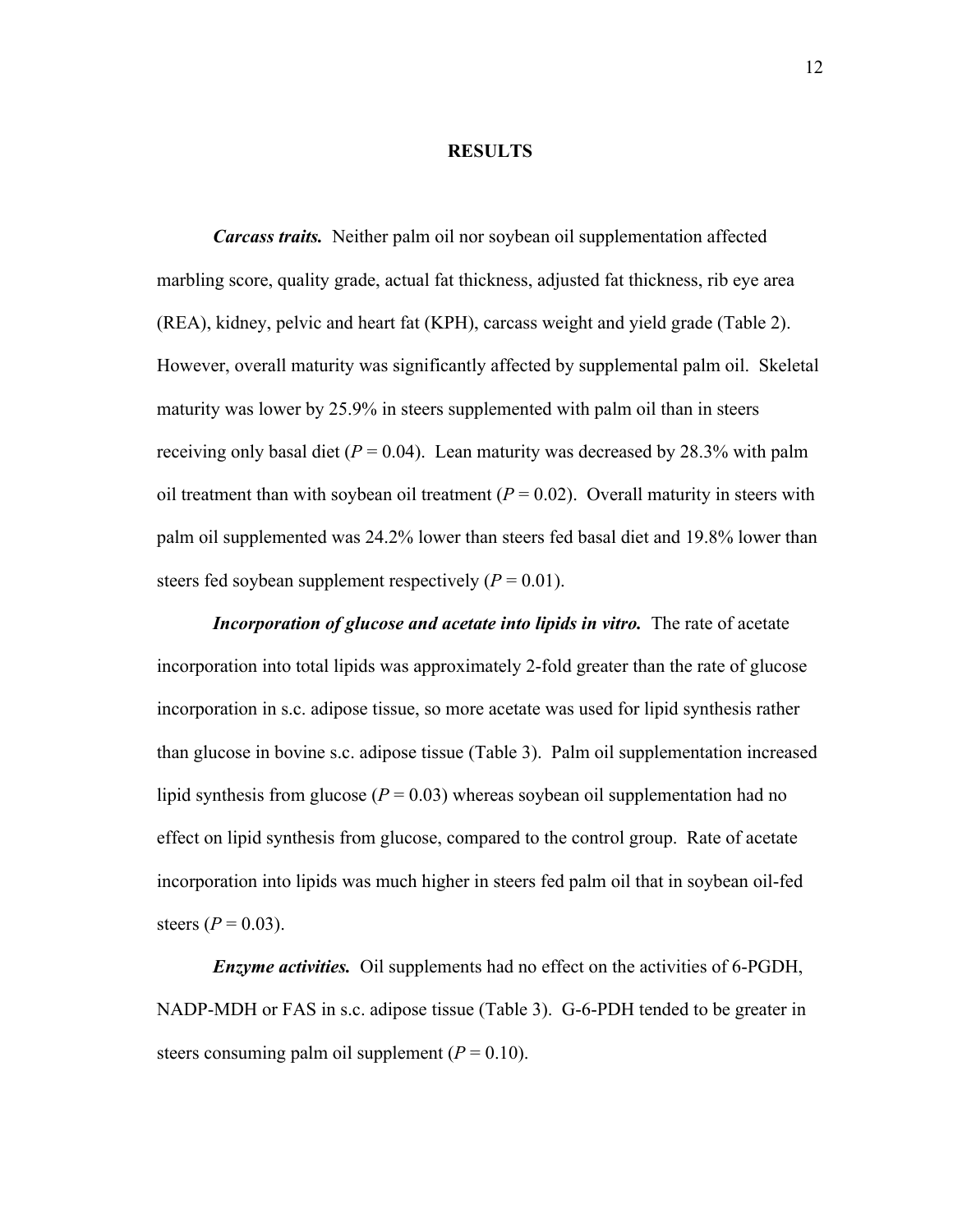## RESULTS

***Carcass traits.*** Neither palm oil nor soybean oil supplementation affected marbling score, quality grade, actual fat thickness, adjusted fat thickness, rib eye area (REA), kidney, pelvic and heart fat (KPH), carcass weight and yield grade (Table 2). However, overall maturity was significantly affected by supplemental palm oil. Skeletal maturity was lower by 25.9% in steers supplemented with palm oil than in steers receiving only basal diet ($P = 0.04$). Lean maturity was decreased by 28.3% with palm oil treatment than with soybean oil treatment ($P = 0.02$). Overall maturity in steers with palm oil supplemented was 24.2% lower than steers fed basal diet and 19.8% lower than steers fed soybean supplement respectively ($P = 0.01$).

***Incorporation of glucose and acetate into lipids in vitro.*** The rate of acetate incorporation into total lipids was approximately 2-fold greater than the rate of glucose incorporation in s.c. adipose tissue, so more acetate was used for lipid synthesis rather than glucose in bovine s.c. adipose tissue (Table 3). Palm oil supplementation increased lipid synthesis from glucose ($P = 0.03$) whereas soybean oil supplementation had no effect on lipid synthesis from glucose, compared to the control group. Rate of acetate incorporation into lipids was much higher in steers fed palm oil that in soybean oil-fed steers ($P = 0.03$).

***Enzyme activities.*** Oil supplements had no effect on the activities of 6-PGDH, NADP-MDH or FAS in s.c. adipose tissue (Table 3). G-6-PDH tended to be greater in steers consuming palm oil supplement ($P = 0.10$).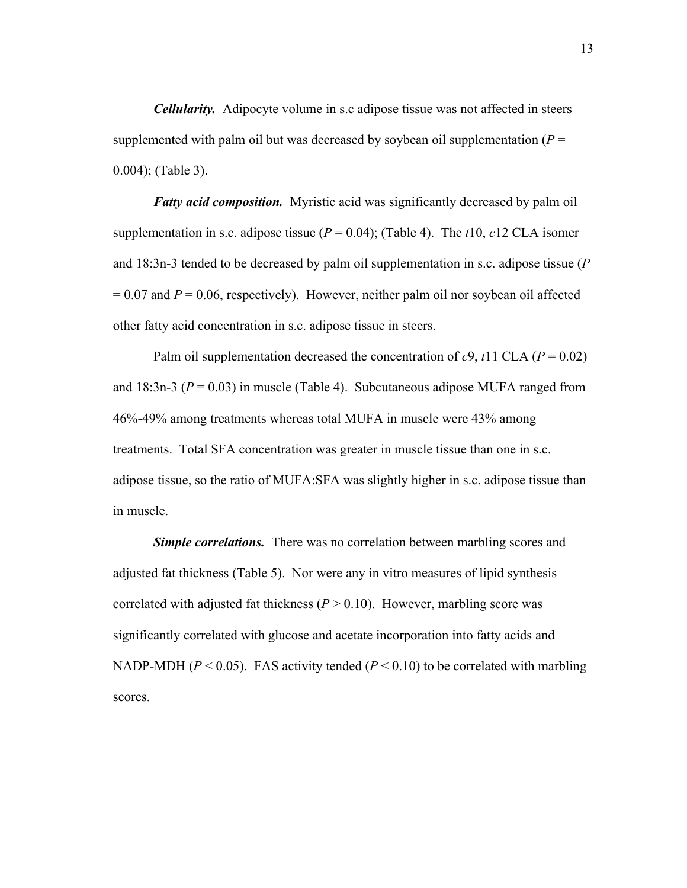***Cellularity.*** Adipocyte volume in s.c adipose tissue was not affected in steers supplemented with palm oil but was decreased by soybean oil supplementation ($P$ = 0.004); (Table 3).

***Fatty acid composition.*** Myristic acid was significantly decreased by palm oil supplementation in s.c. adipose tissue ($P$ = 0.04); (Table 4). The *t*10, *c*12 CLA isomer and 18:3n-3 tended to be decreased by palm oil supplementation in s.c. adipose tissue ($P$ = 0.07 and $P$ = 0.06, respectively). However, neither palm oil nor soybean oil affected other fatty acid concentration in s.c. adipose tissue in steers.

Palm oil supplementation decreased the concentration of *c*9, *t*11 CLA ($P$ = 0.02) and 18:3n-3 ($P$ = 0.03) in muscle (Table 4). Subcutaneous adipose MUFA ranged from 46%-49% among treatments whereas total MUFA in muscle were 43% among treatments. Total SFA concentration was greater in muscle tissue than one in s.c. adipose tissue, so the ratio of MUFA:SFA was slightly higher in s.c. adipose tissue than in muscle.

***Simple correlations.*** There was no correlation between marbling scores and adjusted fat thickness (Table 5). Nor were any in vitro measures of lipid synthesis correlated with adjusted fat thickness ($P$ > 0.10). However, marbling score was significantly correlated with glucose and acetate incorporation into fatty acids and NADP-MDH ($P$ < 0.05). FAS activity tended ($P$ < 0.10) to be correlated with marbling scores.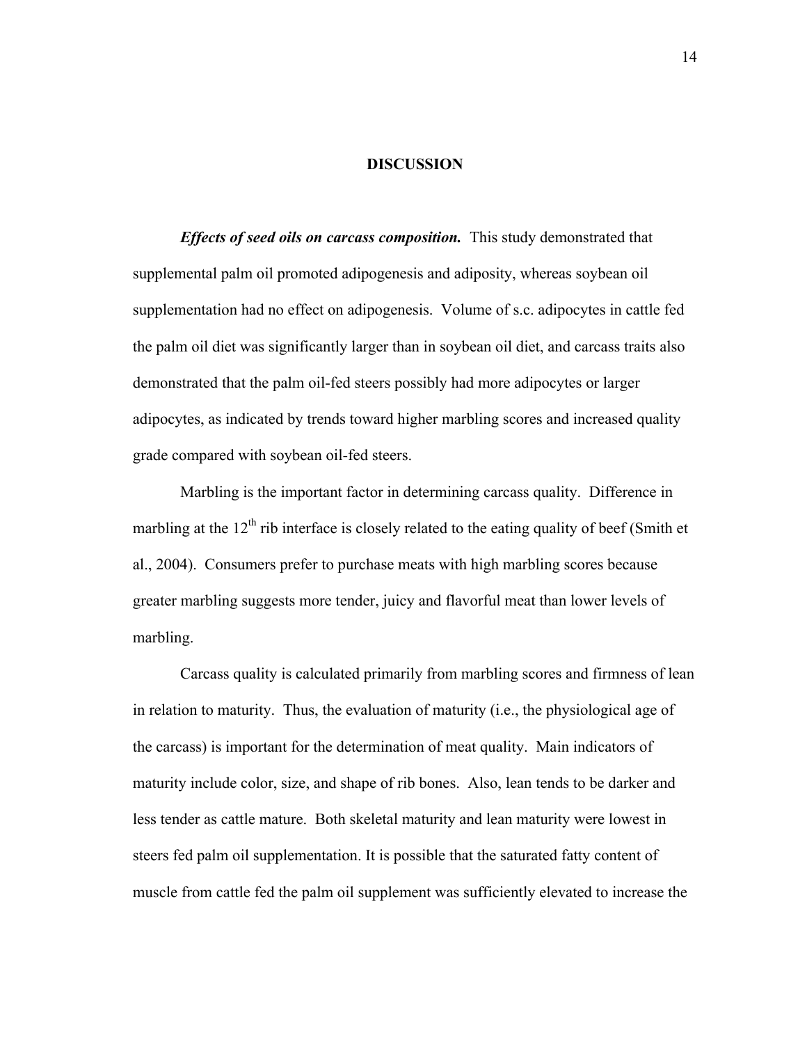## DISCUSSION

***Effects of seed oils on carcass composition.*** This study demonstrated that supplemental palm oil promoted adipogenesis and adiposity, whereas soybean oil supplementation had no effect on adipogenesis. Volume of s.c. adipocytes in cattle fed the palm oil diet was significantly larger than in soybean oil diet, and carcass traits also demonstrated that the palm oil-fed steers possibly had more adipocytes or larger adipocytes, as indicated by trends toward higher marbling scores and increased quality grade compared with soybean oil-fed steers.

Marbling is the important factor in determining carcass quality. Difference in marbling at the 12$^{th}$ rib interface is closely related to the eating quality of beef (Smith et al., 2004). Consumers prefer to purchase meats with high marbling scores because greater marbling suggests more tender, juicy and flavorful meat than lower levels of marbling.

Carcass quality is calculated primarily from marbling scores and firmness of lean in relation to maturity. Thus, the evaluation of maturity (i.e., the physiological age of the carcass) is important for the determination of meat quality. Main indicators of maturity include color, size, and shape of rib bones. Also, lean tends to be darker and less tender as cattle mature. Both skeletal maturity and lean maturity were lowest in steers fed palm oil supplementation. It is possible that the saturated fatty content of muscle from cattle fed the palm oil supplement was sufficiently elevated to increase the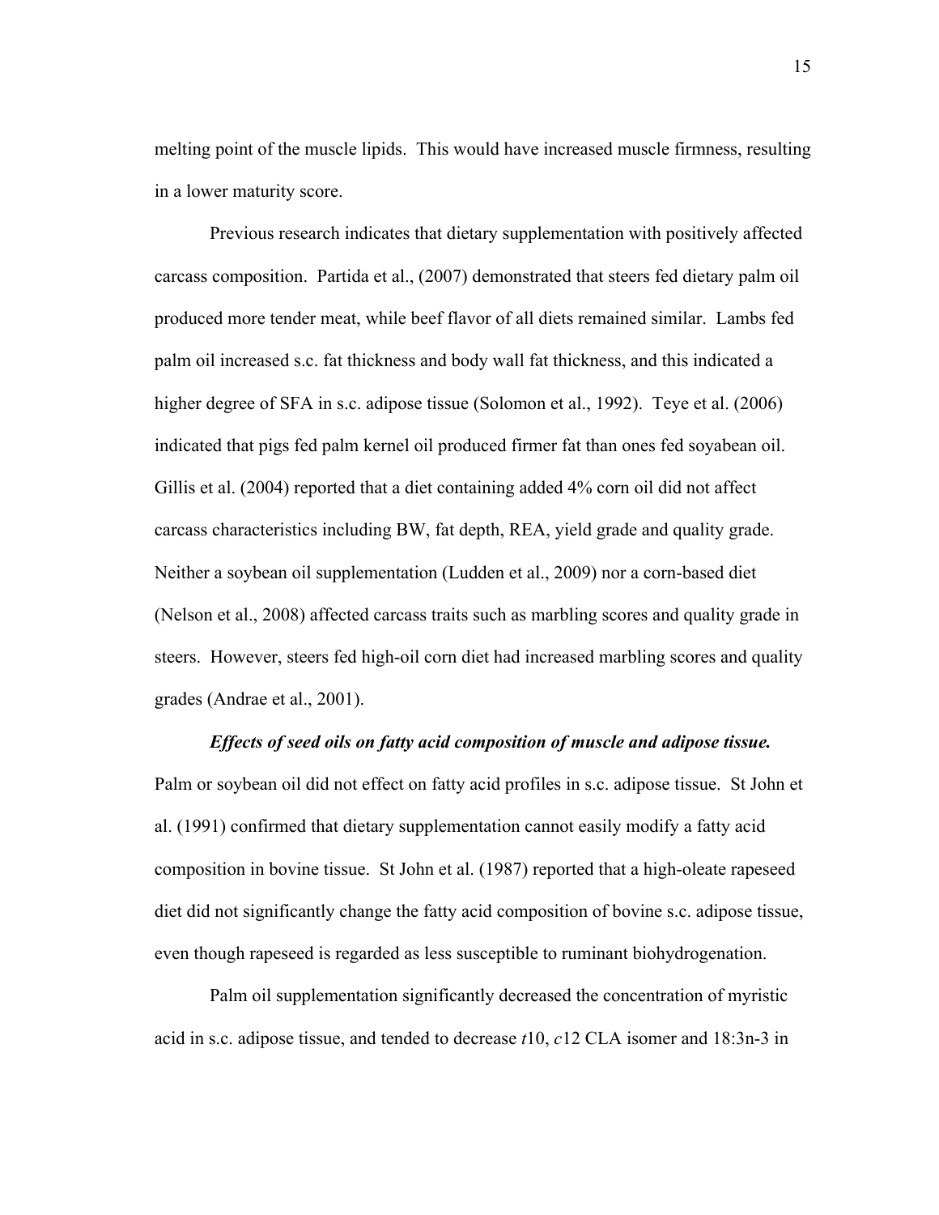melting point of the muscle lipids. This would have increased muscle firmness, resulting in a lower maturity score.

Previous research indicates that dietary supplementation with positively affected carcass composition. Partida et al., (2007) demonstrated that steers fed dietary palm oil produced more tender meat, while beef flavor of all diets remained similar. Lambs fed palm oil increased s.c. fat thickness and body wall fat thickness, and this indicated a higher degree of SFA in s.c. adipose tissue (Solomon et al., 1992). Teye et al. (2006) indicated that pigs fed palm kernel oil produced firmer fat than ones fed soyabean oil. Gillis et al. (2004) reported that a diet containing added 4% corn oil did not affect carcass characteristics including BW, fat depth, REA, yield grade and quality grade. Neither a soybean oil supplementation (Ludden et al., 2009) nor a corn-based diet (Nelson et al., 2008) affected carcass traits such as marbling scores and quality grade in steers. However, steers fed high-oil corn diet had increased marbling scores and quality grades (Andrae et al., 2001).

***Effects of seed oils on fatty acid composition of muscle and adipose tissue.*** Palm or soybean oil did not effect on fatty acid profiles in s.c. adipose tissue. St John et al. (1991) confirmed that dietary supplementation cannot easily modify a fatty acid composition in bovine tissue. St John et al. (1987) reported that a high-oleate rapeseed diet did not significantly change the fatty acid composition of bovine s.c. adipose tissue, even though rapeseed is regarded as less susceptible to ruminant biohydrogenation.

Palm oil supplementation significantly decreased the concentration of myristic acid in s.c. adipose tissue, and tended to decrease *t*10, *c*12 CLA isomer and 18:3n-3 in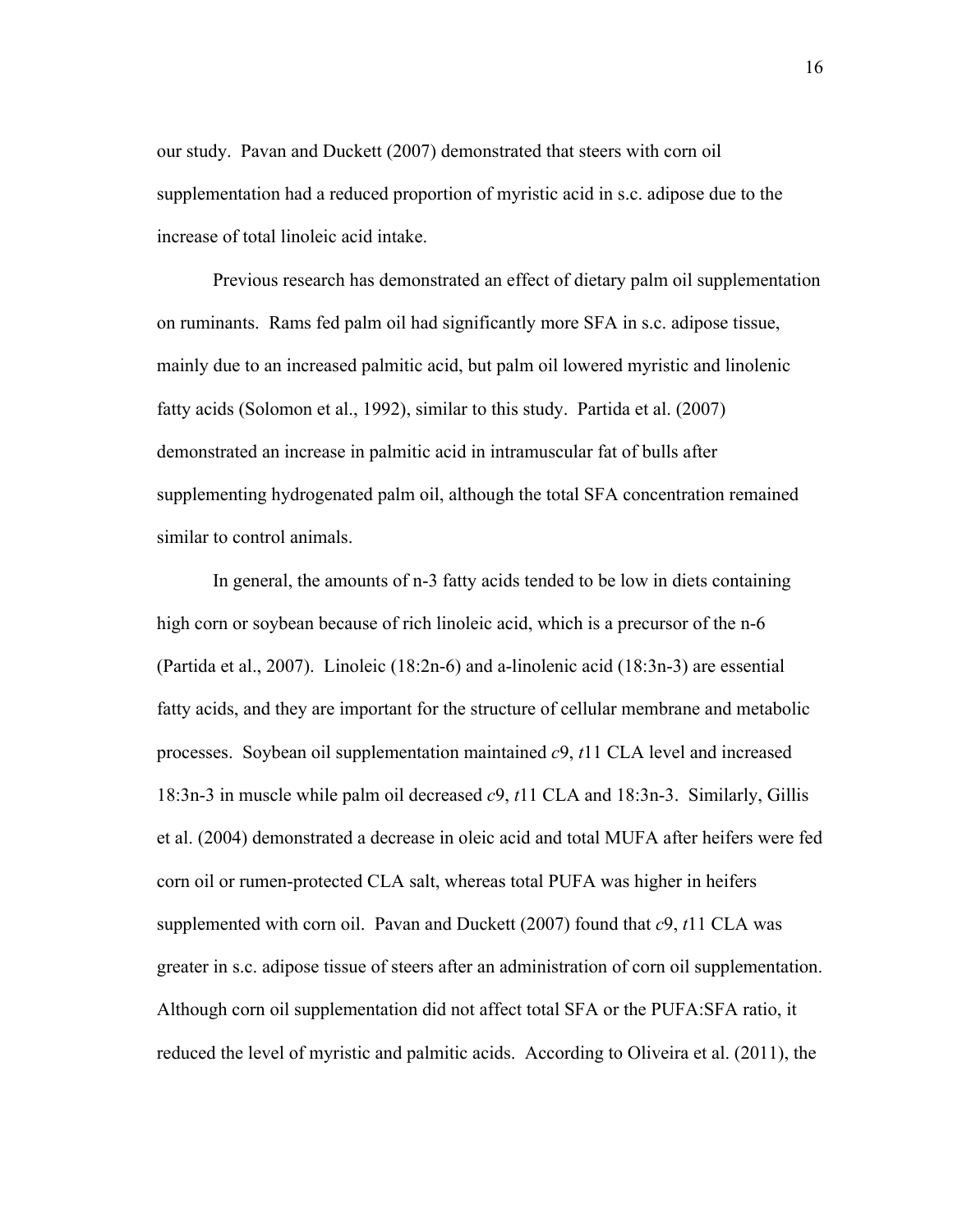our study. Pavan and Duckett (2007) demonstrated that steers with corn oil supplementation had a reduced proportion of myristic acid in s.c. adipose due to the increase of total linoleic acid intake.

Previous research has demonstrated an effect of dietary palm oil supplementation on ruminants. Rams fed palm oil had significantly more SFA in s.c. adipose tissue, mainly due to an increased palmitic acid, but palm oil lowered myristic and linolenic fatty acids (Solomon et al., 1992), similar to this study. Partida et al. (2007) demonstrated an increase in palmitic acid in intramuscular fat of bulls after supplementing hydrogenated palm oil, although the total SFA concentration remained similar to control animals.

In general, the amounts of n-3 fatty acids tended to be low in diets containing high corn or soybean because of rich linoleic acid, which is a precursor of the n-6 (Partida et al., 2007). Linoleic (18:2n-6) and a-linolenic acid (18:3n-3) are essential fatty acids, and they are important for the structure of cellular membrane and metabolic processes. Soybean oil supplementation maintained *c*9, *t*11 CLA level and increased 18:3n-3 in muscle while palm oil decreased *c*9, *t*11 CLA and 18:3n-3. Similarly, Gillis et al. (2004) demonstrated a decrease in oleic acid and total MUFA after heifers were fed corn oil or rumen-protected CLA salt, whereas total PUFA was higher in heifers supplemented with corn oil. Pavan and Duckett (2007) found that *c*9, *t*11 CLA was greater in s.c. adipose tissue of steers after an administration of corn oil supplementation. Although corn oil supplementation did not affect total SFA or the PUFA:SFA ratio, it reduced the level of myristic and palmitic acids. According to Oliveira et al. (2011), the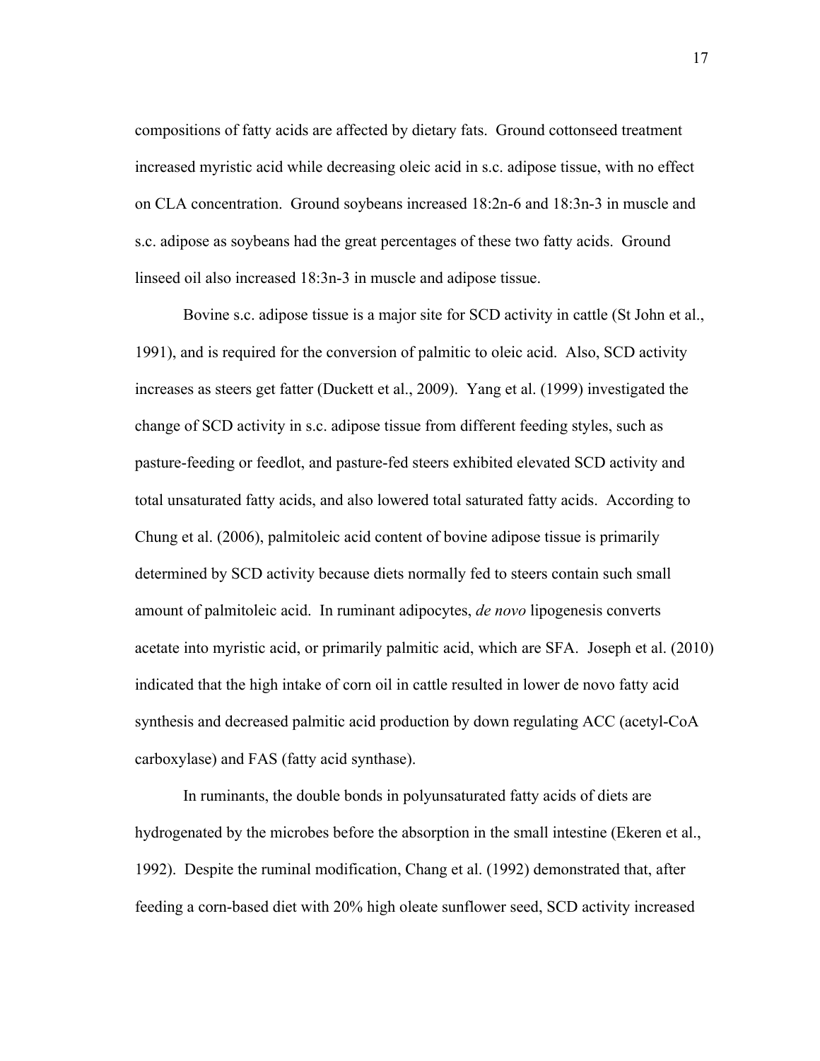compositions of fatty acids are affected by dietary fats. Ground cottonseed treatment increased myristic acid while decreasing oleic acid in s.c. adipose tissue, with no effect on CLA concentration. Ground soybeans increased 18:2n-6 and 18:3n-3 in muscle and s.c. adipose as soybeans had the great percentages of these two fatty acids. Ground linseed oil also increased 18:3n-3 in muscle and adipose tissue.

Bovine s.c. adipose tissue is a major site for SCD activity in cattle (St John et al., 1991), and is required for the conversion of palmitic to oleic acid. Also, SCD activity increases as steers get fatter (Duckett et al., 2009). Yang et al. (1999) investigated the change of SCD activity in s.c. adipose tissue from different feeding styles, such as pasture-feeding or feedlot, and pasture-fed steers exhibited elevated SCD activity and total unsaturated fatty acids, and also lowered total saturated fatty acids. According to Chung et al. (2006), palmitoleic acid content of bovine adipose tissue is primarily determined by SCD activity because diets normally fed to steers contain such small amount of palmitoleic acid. In ruminant adipocytes, *de novo* lipogenesis converts acetate into myristic acid, or primarily palmitic acid, which are SFA. Joseph et al. (2010) indicated that the high intake of corn oil in cattle resulted in lower de novo fatty acid synthesis and decreased palmitic acid production by down regulating ACC (acetyl-CoA carboxylase) and FAS (fatty acid synthase).

In ruminants, the double bonds in polyunsaturated fatty acids of diets are hydrogenated by the microbes before the absorption in the small intestine (Ekeren et al., 1992). Despite the ruminal modification, Chang et al. (1992) demonstrated that, after feeding a corn-based diet with 20% high oleate sunflower seed, SCD activity increased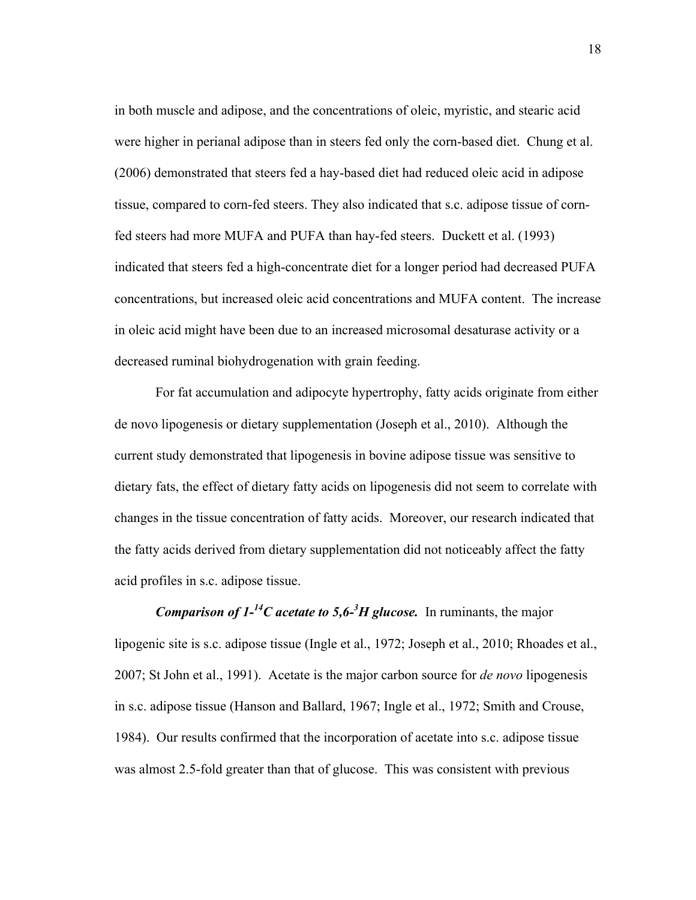in both muscle and adipose, and the concentrations of oleic, myristic, and stearic acid were higher in perianal adipose than in steers fed only the corn-based diet. Chung et al. (2006) demonstrated that steers fed a hay-based diet had reduced oleic acid in adipose tissue, compared to corn-fed steers. They also indicated that s.c. adipose tissue of corn-fed steers had more MUFA and PUFA than hay-fed steers. Duckett et al. (1993) indicated that steers fed a high-concentrate diet for a longer period had decreased PUFA concentrations, but increased oleic acid concentrations and MUFA content. The increase in oleic acid might have been due to an increased microsomal desaturase activity or a decreased ruminal biohydrogenation with grain feeding.

For fat accumulation and adipocyte hypertrophy, fatty acids originate from either de novo lipogenesis or dietary supplementation (Joseph et al., 2010). Although the current study demonstrated that lipogenesis in bovine adipose tissue was sensitive to dietary fats, the effect of dietary fatty acids on lipogenesis did not seem to correlate with changes in the tissue concentration of fatty acids. Moreover, our research indicated that the fatty acids derived from dietary supplementation did not noticeably affect the fatty acid profiles in s.c. adipose tissue.

***Comparison of 1-$^{14}$C acetate to 5,6-$^{3}$H glucose.*** In ruminants, the major lipogenic site is s.c. adipose tissue (Ingle et al., 1972; Joseph et al., 2010; Rhoades et al., 2007; St John et al., 1991). Acetate is the major carbon source for *de novo* lipogenesis in s.c. adipose tissue (Hanson and Ballard, 1967; Ingle et al., 1972; Smith and Crouse, 1984). Our results confirmed that the incorporation of acetate into s.c. adipose tissue was almost 2.5-fold greater than that of glucose. This was consistent with previous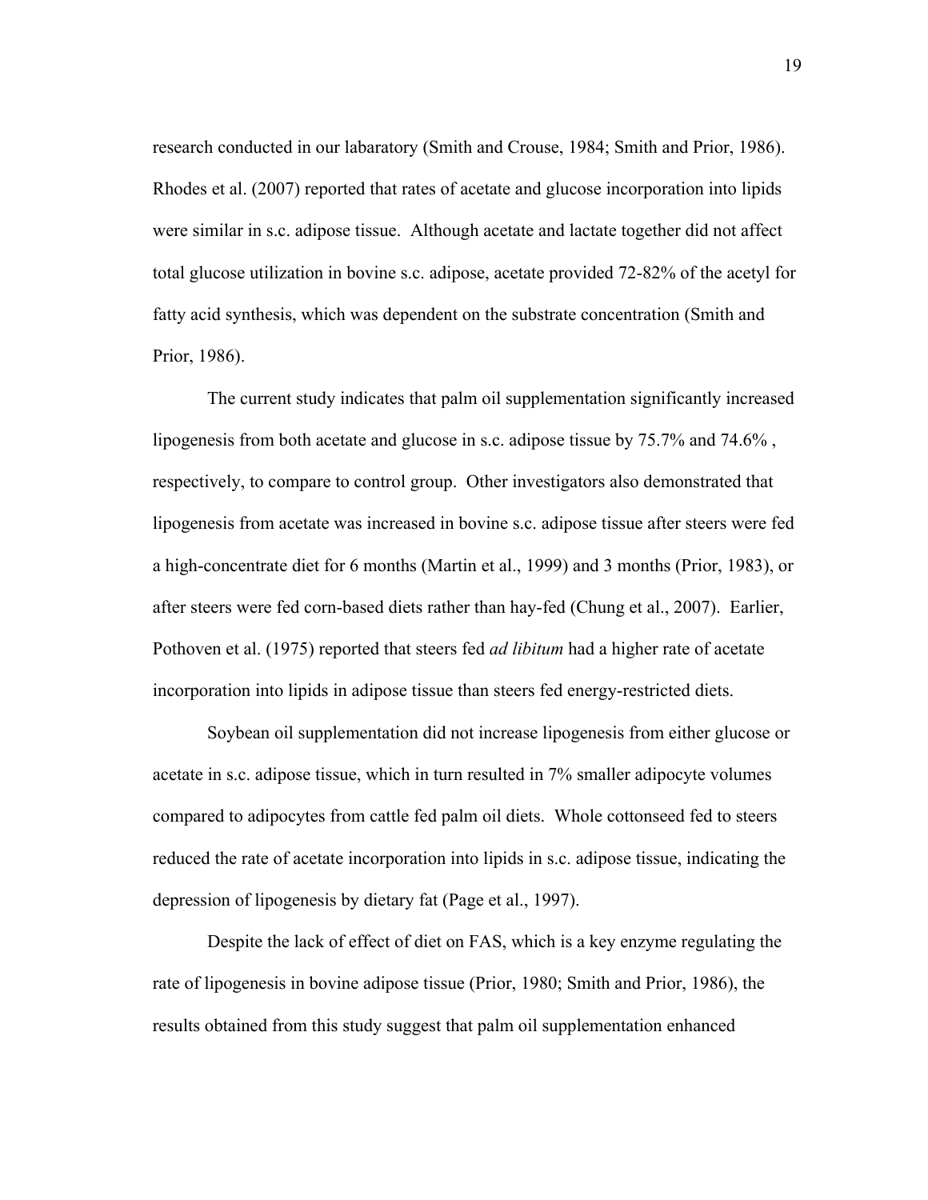research conducted in our labaratory (Smith and Crouse, 1984; Smith and Prior, 1986). Rhodes et al. (2007) reported that rates of acetate and glucose incorporation into lipids were similar in s.c. adipose tissue. Although acetate and lactate together did not affect total glucose utilization in bovine s.c. adipose, acetate provided 72-82% of the acetyl for fatty acid synthesis, which was dependent on the substrate concentration (Smith and Prior, 1986).

The current study indicates that palm oil supplementation significantly increased lipogenesis from both acetate and glucose in s.c. adipose tissue by 75.7% and 74.6% , respectively, to compare to control group. Other investigators also demonstrated that lipogenesis from acetate was increased in bovine s.c. adipose tissue after steers were fed a high-concentrate diet for 6 months (Martin et al., 1999) and 3 months (Prior, 1983), or after steers were fed corn-based diets rather than hay-fed (Chung et al., 2007). Earlier, Pothoven et al. (1975) reported that steers fed *ad libitum* had a higher rate of acetate incorporation into lipids in adipose tissue than steers fed energy-restricted diets.

Soybean oil supplementation did not increase lipogenesis from either glucose or acetate in s.c. adipose tissue, which in turn resulted in 7% smaller adipocyte volumes compared to adipocytes from cattle fed palm oil diets. Whole cottonseed fed to steers reduced the rate of acetate incorporation into lipids in s.c. adipose tissue, indicating the depression of lipogenesis by dietary fat (Page et al., 1997).

Despite the lack of effect of diet on FAS, which is a key enzyme regulating the rate of lipogenesis in bovine adipose tissue (Prior, 1980; Smith and Prior, 1986), the results obtained from this study suggest that palm oil supplementation enhanced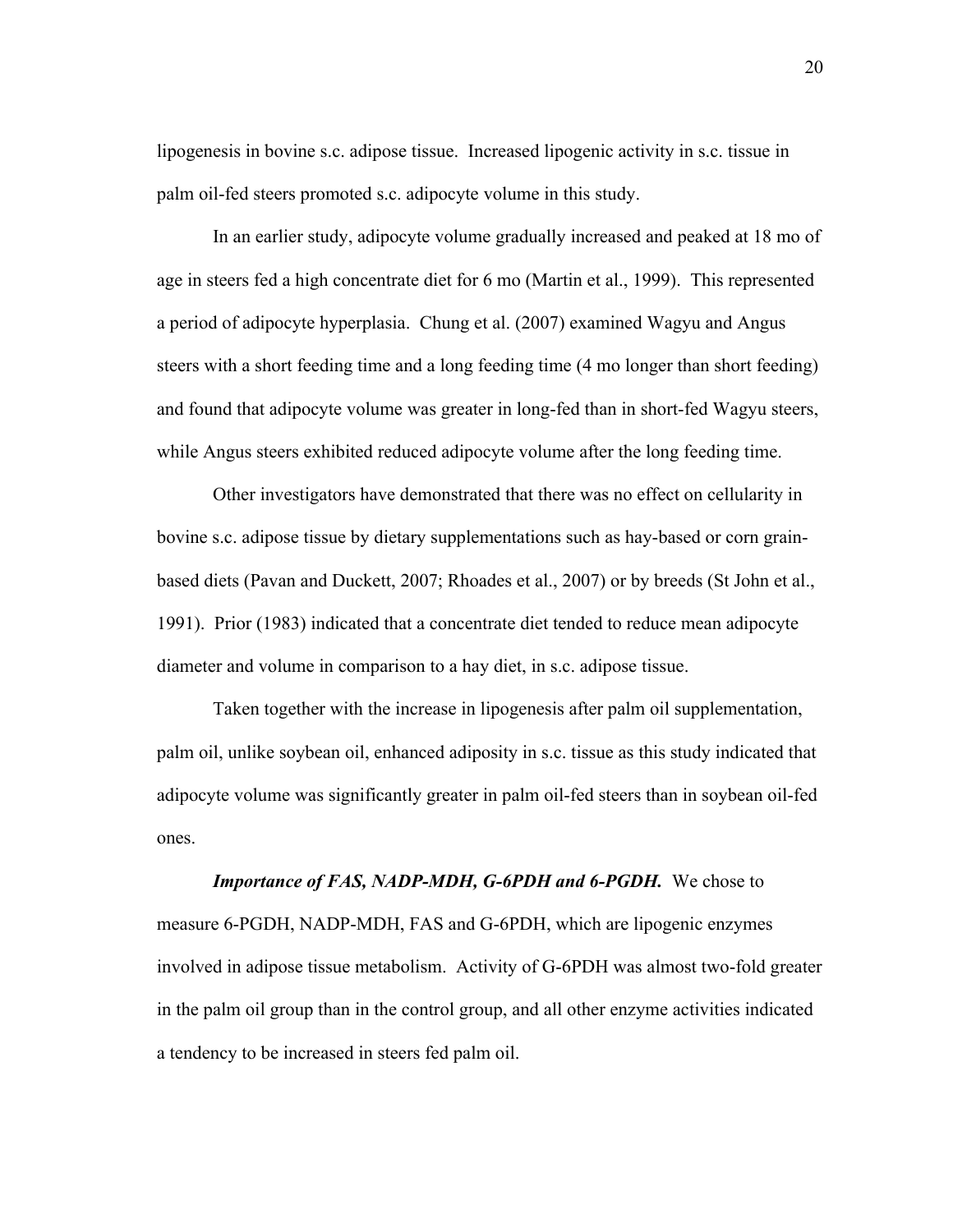lipogenesis in bovine s.c. adipose tissue. Increased lipogenic activity in s.c. tissue in palm oil-fed steers promoted s.c. adipocyte volume in this study.

In an earlier study, adipocyte volume gradually increased and peaked at 18 mo of age in steers fed a high concentrate diet for 6 mo (Martin et al., 1999). This represented a period of adipocyte hyperplasia. Chung et al. (2007) examined Wagyu and Angus steers with a short feeding time and a long feeding time (4 mo longer than short feeding) and found that adipocyte volume was greater in long-fed than in short-fed Wagyu steers, while Angus steers exhibited reduced adipocyte volume after the long feeding time.

Other investigators have demonstrated that there was no effect on cellularity in bovine s.c. adipose tissue by dietary supplementations such as hay-based or corn grain-based diets (Pavan and Duckett, 2007; Rhoades et al., 2007) or by breeds (St John et al., 1991). Prior (1983) indicated that a concentrate diet tended to reduce mean adipocyte diameter and volume in comparison to a hay diet, in s.c. adipose tissue.

Taken together with the increase in lipogenesis after palm oil supplementation, palm oil, unlike soybean oil, enhanced adiposity in s.c. tissue as this study indicated that adipocyte volume was significantly greater in palm oil-fed steers than in soybean oil-fed ones.

***Importance of FAS, NADP-MDH, G-6PDH and 6-PGDH.*** We chose to measure 6-PGDH, NADP-MDH, FAS and G-6PDH, which are lipogenic enzymes involved in adipose tissue metabolism. Activity of G-6PDH was almost two-fold greater in the palm oil group than in the control group, and all other enzyme activities indicated a tendency to be increased in steers fed palm oil.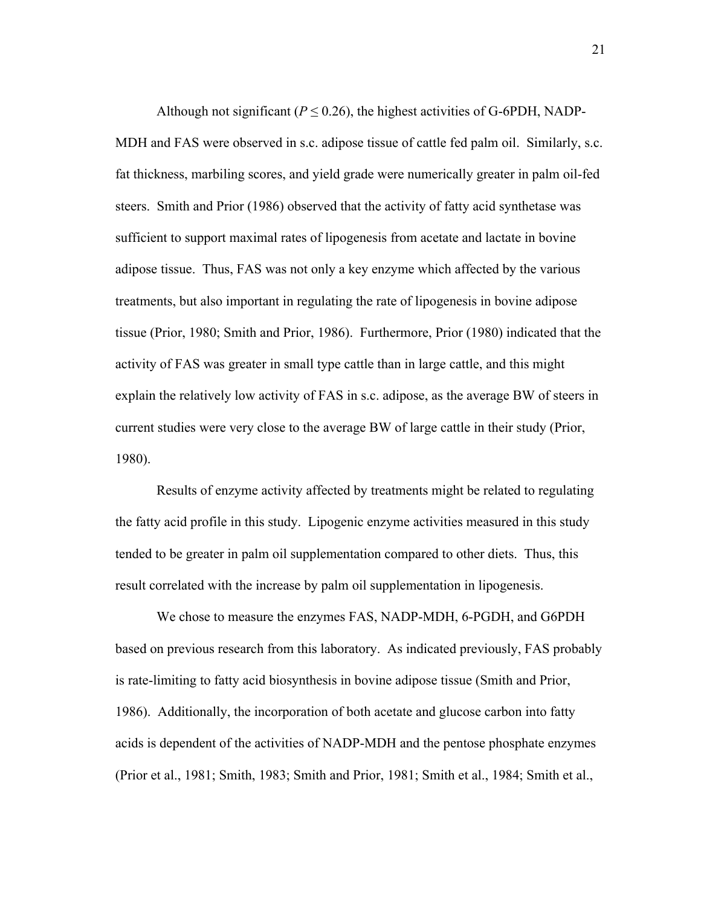Although not significant ($P \leq 0.26$), the highest activities of G-6PDH, NADP-MDH and FAS were observed in s.c. adipose tissue of cattle fed palm oil. Similarly, s.c. fat thickness, marbiling scores, and yield grade were numerically greater in palm oil-fed steers. Smith and Prior (1986) observed that the activity of fatty acid synthetase was sufficient to support maximal rates of lipogenesis from acetate and lactate in bovine adipose tissue. Thus, FAS was not only a key enzyme which affected by the various treatments, but also important in regulating the rate of lipogenesis in bovine adipose tissue (Prior, 1980; Smith and Prior, 1986). Furthermore, Prior (1980) indicated that the activity of FAS was greater in small type cattle than in large cattle, and this might explain the relatively low activity of FAS in s.c. adipose, as the average BW of steers in current studies were very close to the average BW of large cattle in their study (Prior, 1980).

Results of enzyme activity affected by treatments might be related to regulating the fatty acid profile in this study. Lipogenic enzyme activities measured in this study tended to be greater in palm oil supplementation compared to other diets. Thus, this result correlated with the increase by palm oil supplementation in lipogenesis.

We chose to measure the enzymes FAS, NADP-MDH, 6-PGDH, and G6PDH based on previous research from this laboratory. As indicated previously, FAS probably is rate-limiting to fatty acid biosynthesis in bovine adipose tissue (Smith and Prior, 1986). Additionally, the incorporation of both acetate and glucose carbon into fatty acids is dependent of the activities of NADP-MDH and the pentose phosphate enzymes (Prior et al., 1981; Smith, 1983; Smith and Prior, 1981; Smith et al., 1984; Smith et al.,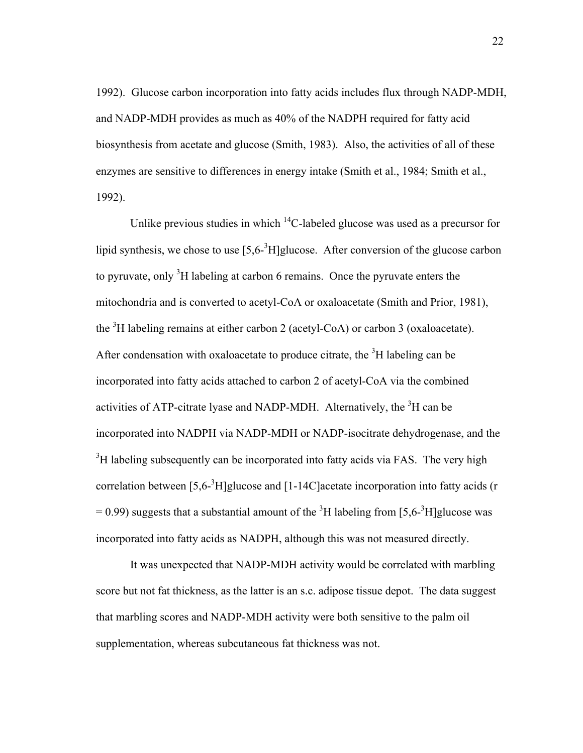1992). Glucose carbon incorporation into fatty acids includes flux through NADP-MDH, and NADP-MDH provides as much as 40% of the NADPH required for fatty acid biosynthesis from acetate and glucose (Smith, 1983). Also, the activities of all of these enzymes are sensitive to differences in energy intake (Smith et al., 1984; Smith et al., 1992).

Unlike previous studies in which $^{14}$C-labeled glucose was used as a precursor for lipid synthesis, we chose to use [5,6-$^{3}$H]glucose. After conversion of the glucose carbon to pyruvate, only $^{3}$H labeling at carbon 6 remains. Once the pyruvate enters the mitochondria and is converted to acetyl-CoA or oxaloacetate (Smith and Prior, 1981), the $^{3}$H labeling remains at either carbon 2 (acetyl-CoA) or carbon 3 (oxaloacetate). After condensation with oxaloacetate to produce citrate, the $^{3}$H labeling can be incorporated into fatty acids attached to carbon 2 of acetyl-CoA via the combined activities of ATP-citrate lyase and NADP-MDH. Alternatively, the $^{3}$H can be incorporated into NADPH via NADP-MDH or NADP-isocitrate dehydrogenase, and the $^{3}$H labeling subsequently can be incorporated into fatty acids via FAS. The very high correlation between [5,6-$^{3}$H]glucose and [1-14C]acetate incorporation into fatty acids ($r = 0.99$) suggests that a substantial amount of the $^{3}$H labeling from [5,6-$^{3}$H]glucose was incorporated into fatty acids as NADPH, although this was not measured directly.

It was unexpected that NADP-MDH activity would be correlated with marbling score but not fat thickness, as the latter is an s.c. adipose tissue depot. The data suggest that marbling scores and NADP-MDH activity were both sensitive to the palm oil supplementation, whereas subcutaneous fat thickness was not.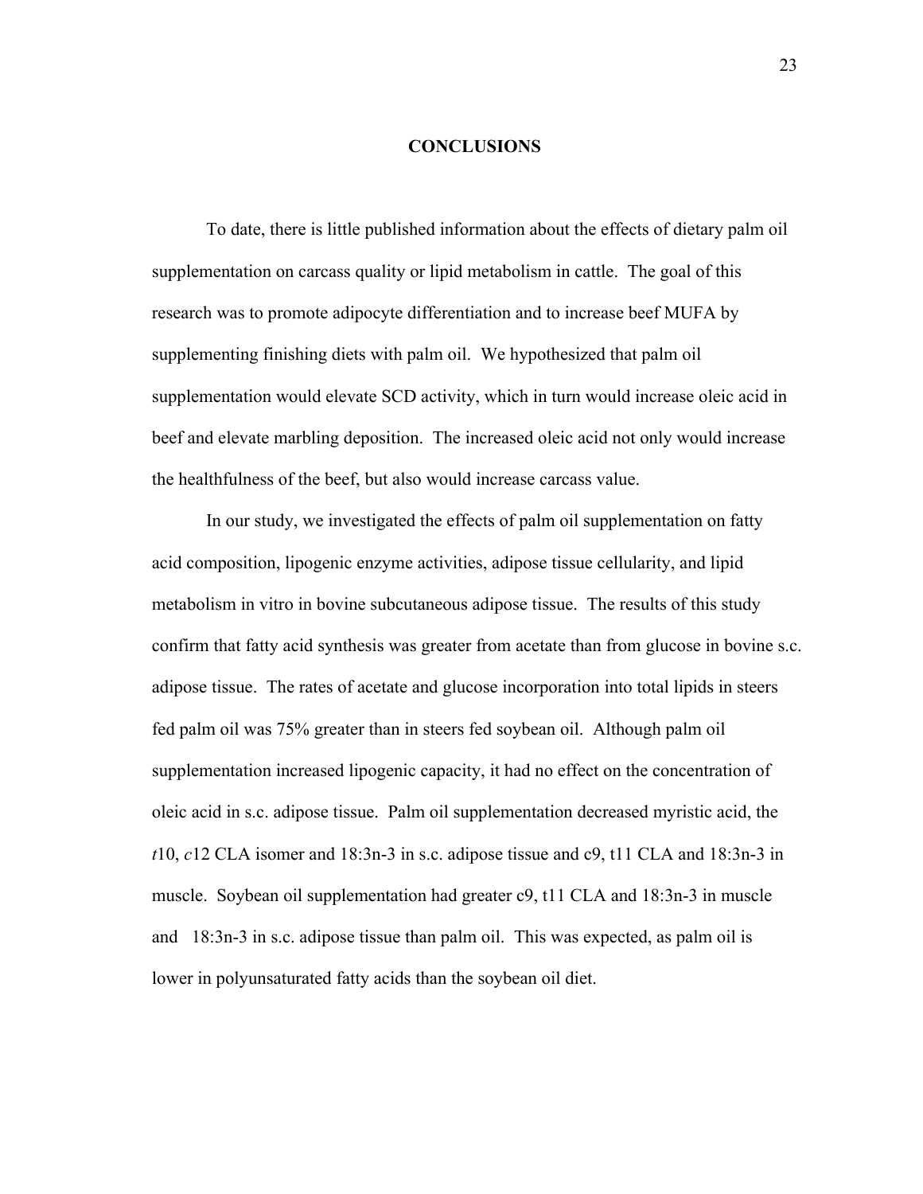# CONCLUSIONS

To date, there is little published information about the effects of dietary palm oil supplementation on carcass quality or lipid metabolism in cattle. The goal of this research was to promote adipocyte differentiation and to increase beef MUFA by supplementing finishing diets with palm oil. We hypothesized that palm oil supplementation would elevate SCD activity, which in turn would increase oleic acid in beef and elevate marbling deposition. The increased oleic acid not only would increase the healthfulness of the beef, but also would increase carcass value.

In our study, we investigated the effects of palm oil supplementation on fatty acid composition, lipogenic enzyme activities, adipose tissue cellularity, and lipid metabolism in vitro in bovine subcutaneous adipose tissue. The results of this study confirm that fatty acid synthesis was greater from acetate than from glucose in bovine s.c. adipose tissue. The rates of acetate and glucose incorporation into total lipids in steers fed palm oil was 75% greater than in steers fed soybean oil. Although palm oil supplementation increased lipogenic capacity, it had no effect on the concentration of oleic acid in s.c. adipose tissue. Palm oil supplementation decreased myristic acid, the *t*10, *c*12 CLA isomer and 18:3n-3 in s.c. adipose tissue and c9, t11 CLA and 18:3n-3 in muscle. Soybean oil supplementation had greater c9, t11 CLA and 18:3n-3 in muscle and 18:3n-3 in s.c. adipose tissue than palm oil. This was expected, as palm oil is lower in polyunsaturated fatty acids than the soybean oil diet.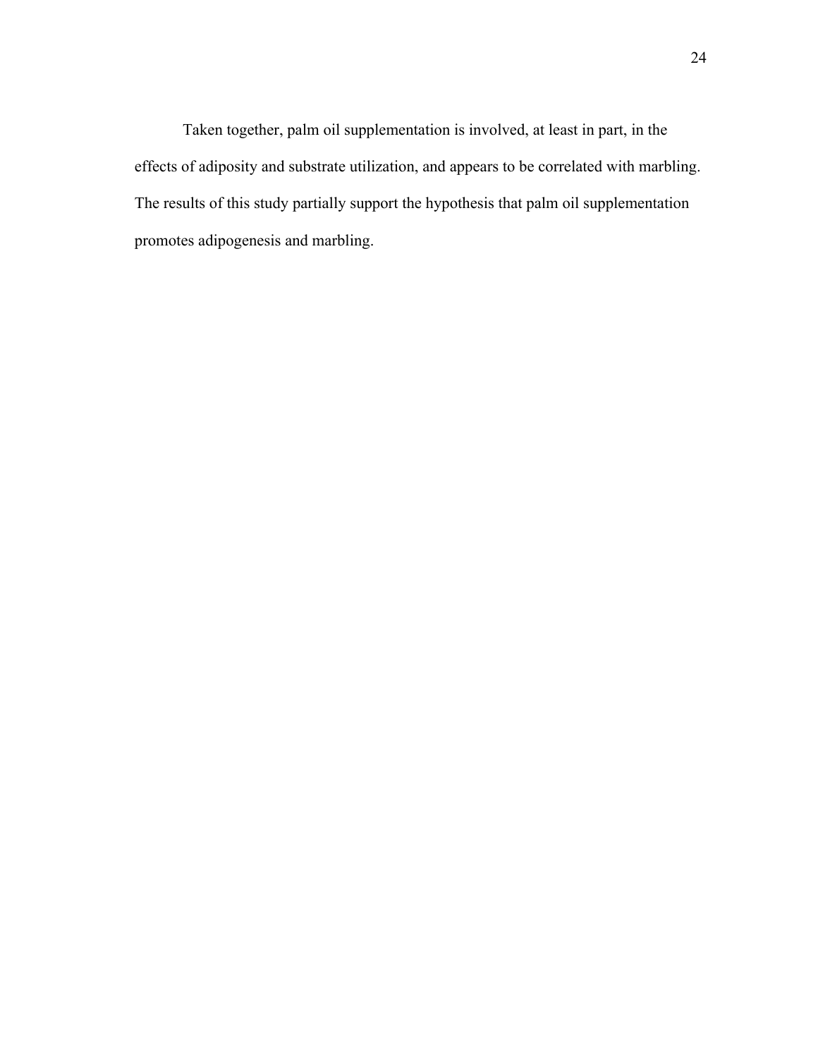Taken together, palm oil supplementation is involved, at least in part, in the effects of adiposity and substrate utilization, and appears to be correlated with marbling. The results of this study partially support the hypothesis that palm oil supplementation promotes adipogenesis and marbling.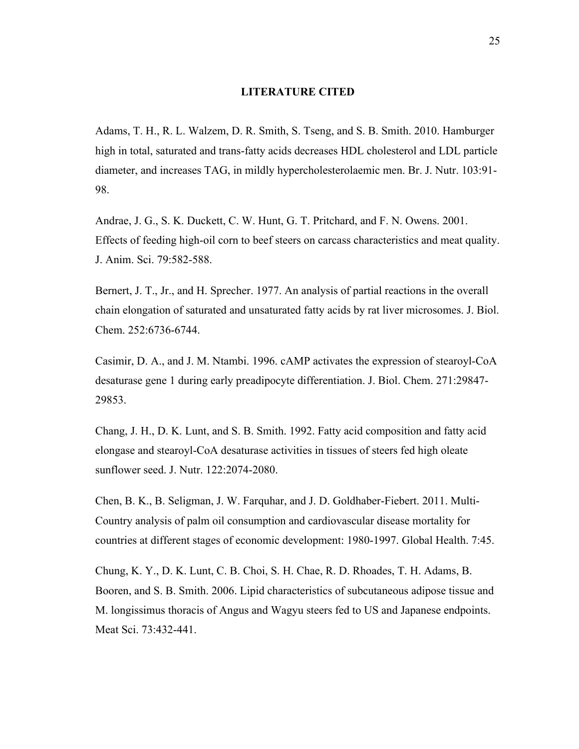## LITERATURE CITED

Adams, T. H., R. L. Walzem, D. R. Smith, S. Tseng, and S. B. Smith. 2010. Hamburger high in total, saturated and trans-fatty acids decreases HDL cholesterol and LDL particle diameter, and increases TAG, in mildly hypercholesterolaemic men. Br. J. Nutr. 103:91-98.

Andrae, J. G., S. K. Duckett, C. W. Hunt, G. T. Pritchard, and F. N. Owens. 2001. Effects of feeding high-oil corn to beef steers on carcass characteristics and meat quality. J. Anim. Sci. 79:582-588.

Bernert, J. T., Jr., and H. Sprecher. 1977. An analysis of partial reactions in the overall chain elongation of saturated and unsaturated fatty acids by rat liver microsomes. J. Biol. Chem. 252:6736-6744.

Casimir, D. A., and J. M. Ntambi. 1996. cAMP activates the expression of stearoyl-CoA desaturase gene 1 during early preadipocyte differentiation. J. Biol. Chem. 271:29847-29853.

Chang, J. H., D. K. Lunt, and S. B. Smith. 1992. Fatty acid composition and fatty acid elongase and stearoyl-CoA desaturase activities in tissues of steers fed high oleate sunflower seed. J. Nutr. 122:2074-2080.

Chen, B. K., B. Seligman, J. W. Farquhar, and J. D. Goldhaber-Fiebert. 2011. Multi-Country analysis of palm oil consumption and cardiovascular disease mortality for countries at different stages of economic development: 1980-1997. Global Health. 7:45.

Chung, K. Y., D. K. Lunt, C. B. Choi, S. H. Chae, R. D. Rhoades, T. H. Adams, B. Booren, and S. B. Smith. 2006. Lipid characteristics of subcutaneous adipose tissue and M. longissimus thoracis of Angus and Wagyu steers fed to US and Japanese endpoints. Meat Sci. 73:432-441.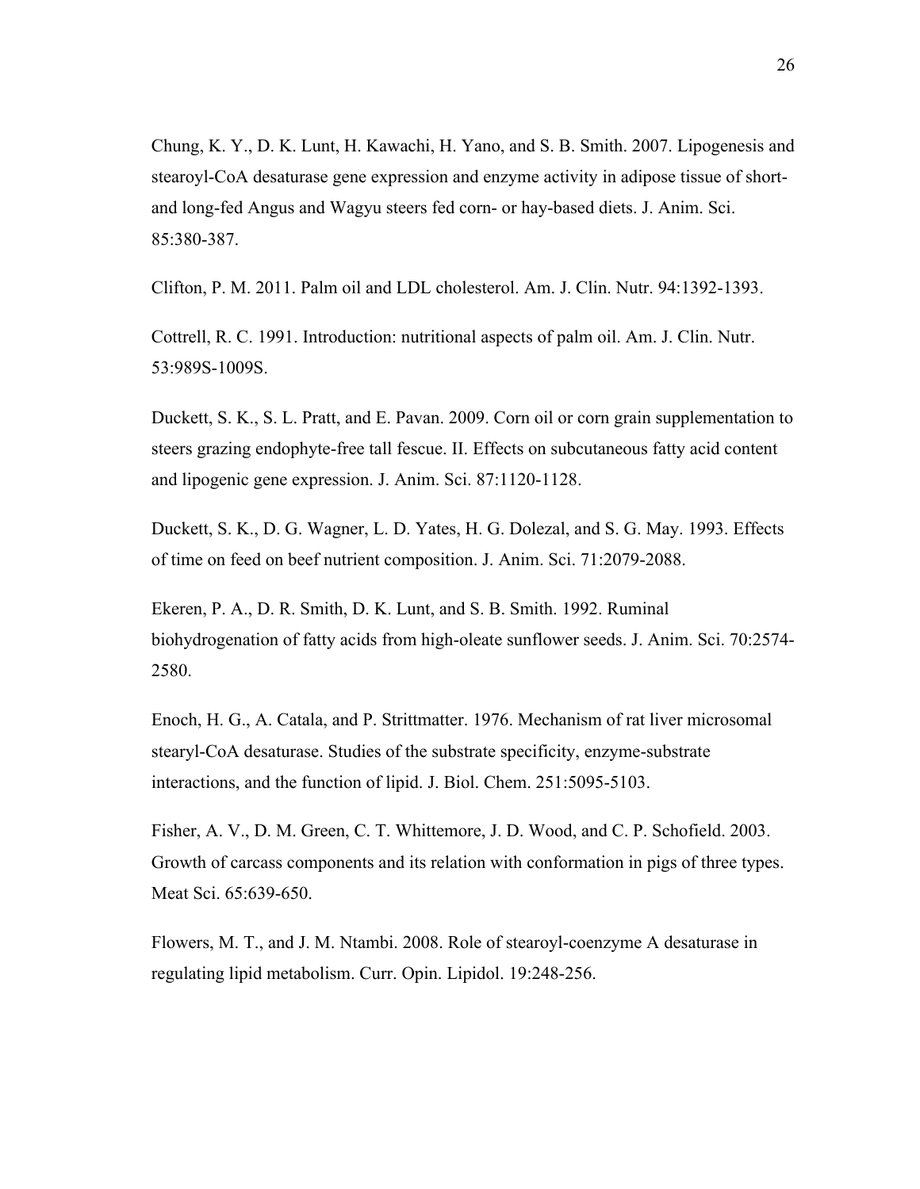Chung, K. Y., D. K. Lunt, H. Kawachi, H. Yano, and S. B. Smith. 2007. Lipogenesis and stearoyl-CoA desaturase gene expression and enzyme activity in adipose tissue of short- and long-fed Angus and Wagyu steers fed corn- or hay-based diets. J. Anim. Sci. 85:380-387.

Clifton, P. M. 2011. Palm oil and LDL cholesterol. Am. J. Clin. Nutr. 94:1392-1393.

Cottrell, R. C. 1991. Introduction: nutritional aspects of palm oil. Am. J. Clin. Nutr. 53:989S-1009S.

Duckett, S. K., S. L. Pratt, and E. Pavan. 2009. Corn oil or corn grain supplementation to steers grazing endophyte-free tall fescue. II. Effects on subcutaneous fatty acid content and lipogenic gene expression. J. Anim. Sci. 87:1120-1128.

Duckett, S. K., D. G. Wagner, L. D. Yates, H. G. Dolezal, and S. G. May. 1993. Effects of time on feed on beef nutrient composition. J. Anim. Sci. 71:2079-2088.

Ekeren, P. A., D. R. Smith, D. K. Lunt, and S. B. Smith. 1992. Ruminal biohydrogenation of fatty acids from high-oleate sunflower seeds. J. Anim. Sci. 70:2574-2580.

Enoch, H. G., A. Catala, and P. Strittmatter. 1976. Mechanism of rat liver microsomal stearyl-CoA desaturase. Studies of the substrate specificity, enzyme-substrate interactions, and the function of lipid. J. Biol. Chem. 251:5095-5103.

Fisher, A. V., D. M. Green, C. T. Whittemore, J. D. Wood, and C. P. Schofield. 2003. Growth of carcass components and its relation with conformation in pigs of three types. Meat Sci. 65:639-650.

Flowers, M. T., and J. M. Ntambi. 2008. Role of stearoyl-coenzyme A desaturase in regulating lipid metabolism. Curr. Opin. Lipidol. 19:248-256.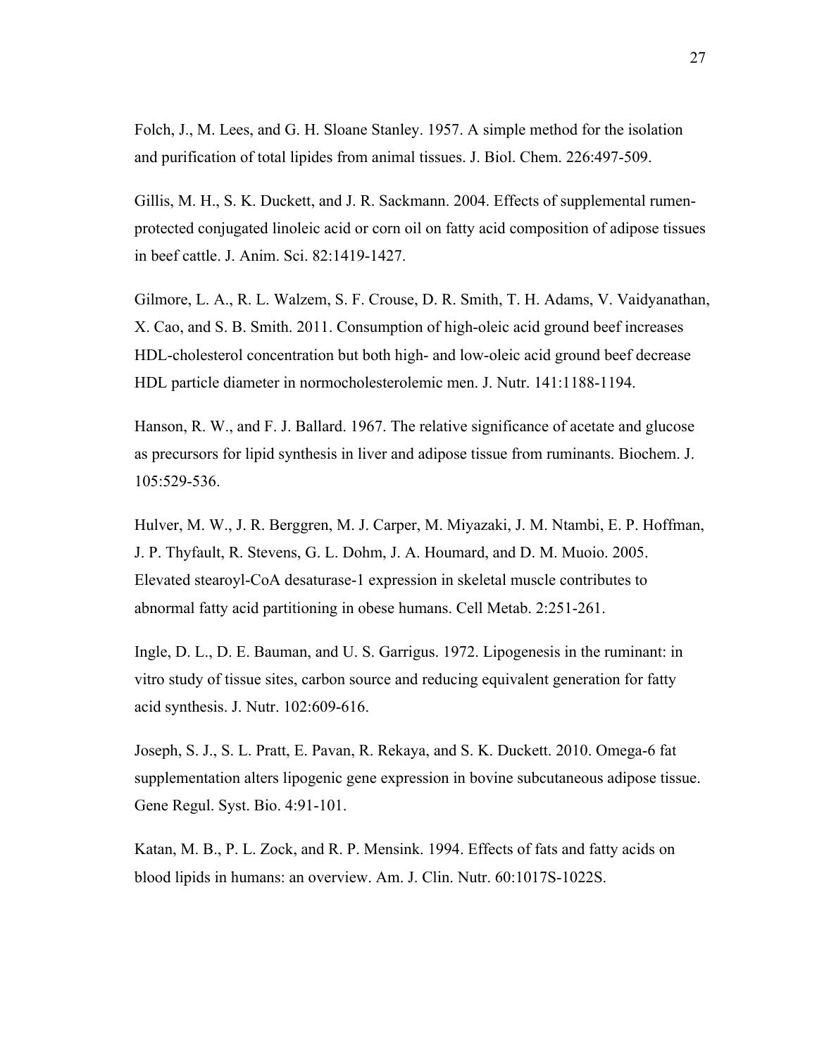Folch, J., M. Lees, and G. H. Sloane Stanley. 1957. A simple method for the isolation and purification of total lipides from animal tissues. J. Biol. Chem. 226:497-509.

Gillis, M. H., S. K. Duckett, and J. R. Sackmann. 2004. Effects of supplemental rumen-protected conjugated linoleic acid or corn oil on fatty acid composition of adipose tissues in beef cattle. J. Anim. Sci. 82:1419-1427.

Gilmore, L. A., R. L. Walzem, S. F. Crouse, D. R. Smith, T. H. Adams, V. Vaidyanathan, X. Cao, and S. B. Smith. 2011. Consumption of high-oleic acid ground beef increases HDL-cholesterol concentration but both high- and low-oleic acid ground beef decrease HDL particle diameter in normocholesterolemic men. J. Nutr. 141:1188-1194.

Hanson, R. W., and F. J. Ballard. 1967. The relative significance of acetate and glucose as precursors for lipid synthesis in liver and adipose tissue from ruminants. Biochem. J. 105:529-536.

Hulver, M. W., J. R. Berggren, M. J. Carper, M. Miyazaki, J. M. Ntambi, E. P. Hoffman, J. P. Thyfault, R. Stevens, G. L. Dohm, J. A. Houmard, and D. M. Muoio. 2005. Elevated stearoyl-CoA desaturase-1 expression in skeletal muscle contributes to abnormal fatty acid partitioning in obese humans. Cell Metab. 2:251-261.

Ingle, D. L., D. E. Bauman, and U. S. Garrigus. 1972. Lipogenesis in the ruminant: in vitro study of tissue sites, carbon source and reducing equivalent generation for fatty acid synthesis. J. Nutr. 102:609-616.

Joseph, S. J., S. L. Pratt, E. Pavan, R. Rekaya, and S. K. Duckett. 2010. Omega-6 fat supplementation alters lipogenic gene expression in bovine subcutaneous adipose tissue. Gene Regul. Syst. Bio. 4:91-101.

Katan, M. B., P. L. Zock, and R. P. Mensink. 1994. Effects of fats and fatty acids on blood lipids in humans: an overview. Am. J. Clin. Nutr. 60:1017S-1022S.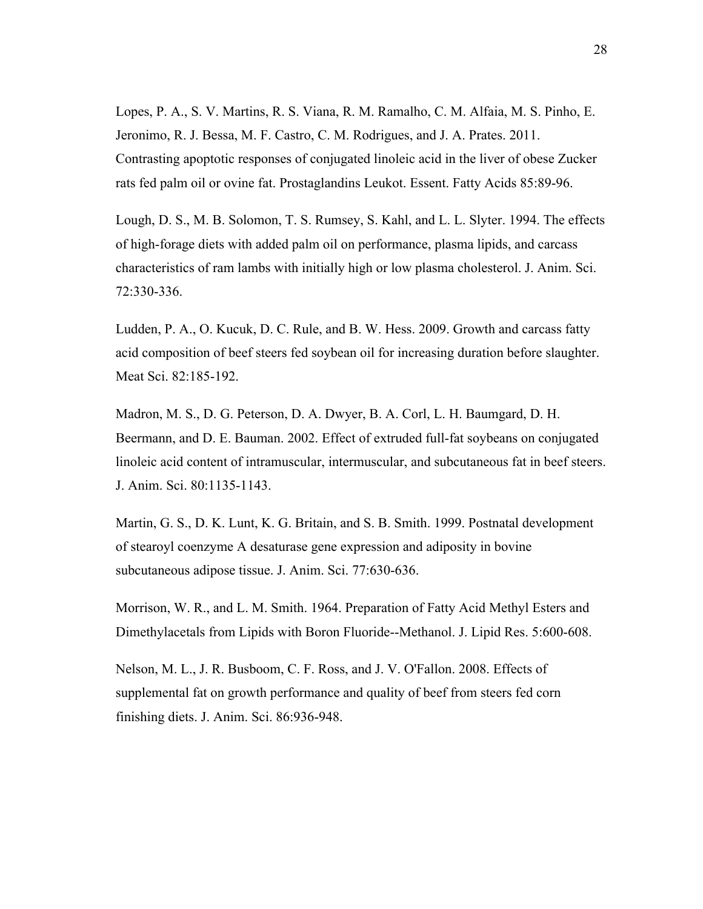Lopes, P. A., S. V. Martins, R. S. Viana, R. M. Ramalho, C. M. Alfaia, M. S. Pinho, E. Jeronimo, R. J. Bessa, M. F. Castro, C. M. Rodrigues, and J. A. Prates. 2011. Contrasting apoptotic responses of conjugated linoleic acid in the liver of obese Zucker rats fed palm oil or ovine fat. Prostaglandins Leukot. Essent. Fatty Acids 85:89-96.

Lough, D. S., M. B. Solomon, T. S. Rumsey, S. Kahl, and L. L. Slyter. 1994. The effects of high-forage diets with added palm oil on performance, plasma lipids, and carcass characteristics of ram lambs with initially high or low plasma cholesterol. J. Anim. Sci. 72:330-336.

Ludden, P. A., O. Kucuk, D. C. Rule, and B. W. Hess. 2009. Growth and carcass fatty acid composition of beef steers fed soybean oil for increasing duration before slaughter. Meat Sci. 82:185-192.

Madron, M. S., D. G. Peterson, D. A. Dwyer, B. A. Corl, L. H. Baumgard, D. H. Beermann, and D. E. Bauman. 2002. Effect of extruded full-fat soybeans on conjugated linoleic acid content of intramuscular, intermuscular, and subcutaneous fat in beef steers. J. Anim. Sci. 80:1135-1143.

Martin, G. S., D. K. Lunt, K. G. Britain, and S. B. Smith. 1999. Postnatal development of stearoyl coenzyme A desaturase gene expression and adiposity in bovine subcutaneous adipose tissue. J. Anim. Sci. 77:630-636.

Morrison, W. R., and L. M. Smith. 1964. Preparation of Fatty Acid Methyl Esters and Dimethylacetals from Lipids with Boron Fluoride--Methanol. J. Lipid Res. 5:600-608.

Nelson, M. L., J. R. Busboom, C. F. Ross, and J. V. O'Fallon. 2008. Effects of supplemental fat on growth performance and quality of beef from steers fed corn finishing diets. J. Anim. Sci. 86:936-948.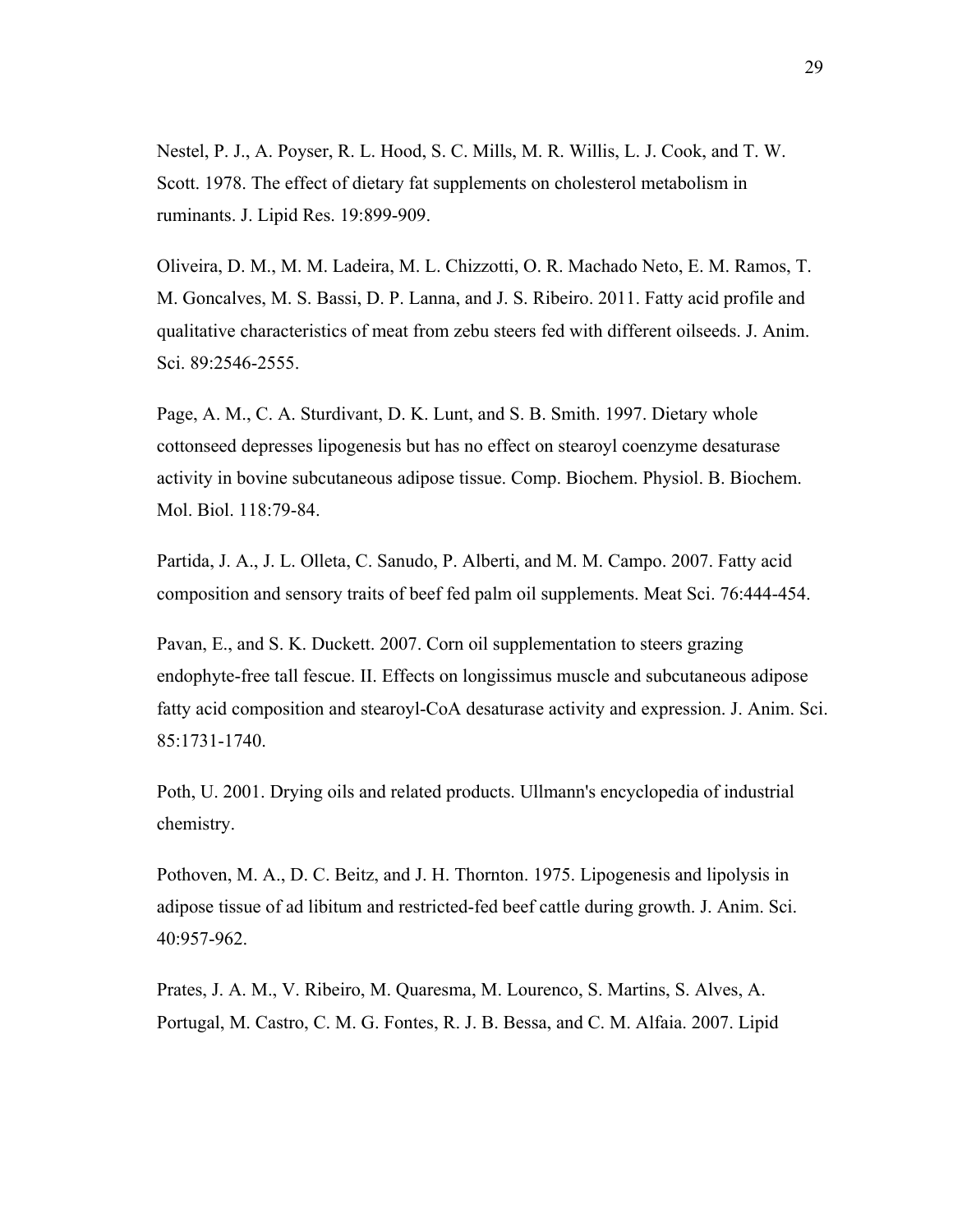Nestel, P. J., A. Poyser, R. L. Hood, S. C. Mills, M. R. Willis, L. J. Cook, and T. W. Scott. 1978. The effect of dietary fat supplements on cholesterol metabolism in ruminants. J. Lipid Res. 19:899-909.

Oliveira, D. M., M. M. Ladeira, M. L. Chizzotti, O. R. Machado Neto, E. M. Ramos, T. M. Goncalves, M. S. Bassi, D. P. Lanna, and J. S. Ribeiro. 2011. Fatty acid profile and qualitative characteristics of meat from zebu steers fed with different oilseeds. J. Anim. Sci. 89:2546-2555.

Page, A. M., C. A. Sturdivant, D. K. Lunt, and S. B. Smith. 1997. Dietary whole cottonseed depresses lipogenesis but has no effect on stearoyl coenzyme desaturase activity in bovine subcutaneous adipose tissue. Comp. Biochem. Physiol. B. Biochem. Mol. Biol. 118:79-84.

Partida, J. A., J. L. Olleta, C. Sanudo, P. Alberti, and M. M. Campo. 2007. Fatty acid composition and sensory traits of beef fed palm oil supplements. Meat Sci. 76:444-454.

Pavan, E., and S. K. Duckett. 2007. Corn oil supplementation to steers grazing endophyte-free tall fescue. II. Effects on longissimus muscle and subcutaneous adipose fatty acid composition and stearoyl-CoA desaturase activity and expression. J. Anim. Sci. 85:1731-1740.

Poth, U. 2001. Drying oils and related products. Ullmann's encyclopedia of industrial chemistry.

Pothoven, M. A., D. C. Beitz, and J. H. Thornton. 1975. Lipogenesis and lipolysis in adipose tissue of ad libitum and restricted-fed beef cattle during growth. J. Anim. Sci. 40:957-962.

Prates, J. A. M., V. Ribeiro, M. Quaresma, M. Lourenco, S. Martins, S. Alves, A. Portugal, M. Castro, C. M. G. Fontes, R. J. B. Bessa, and C. M. Alfaia. 2007. Lipid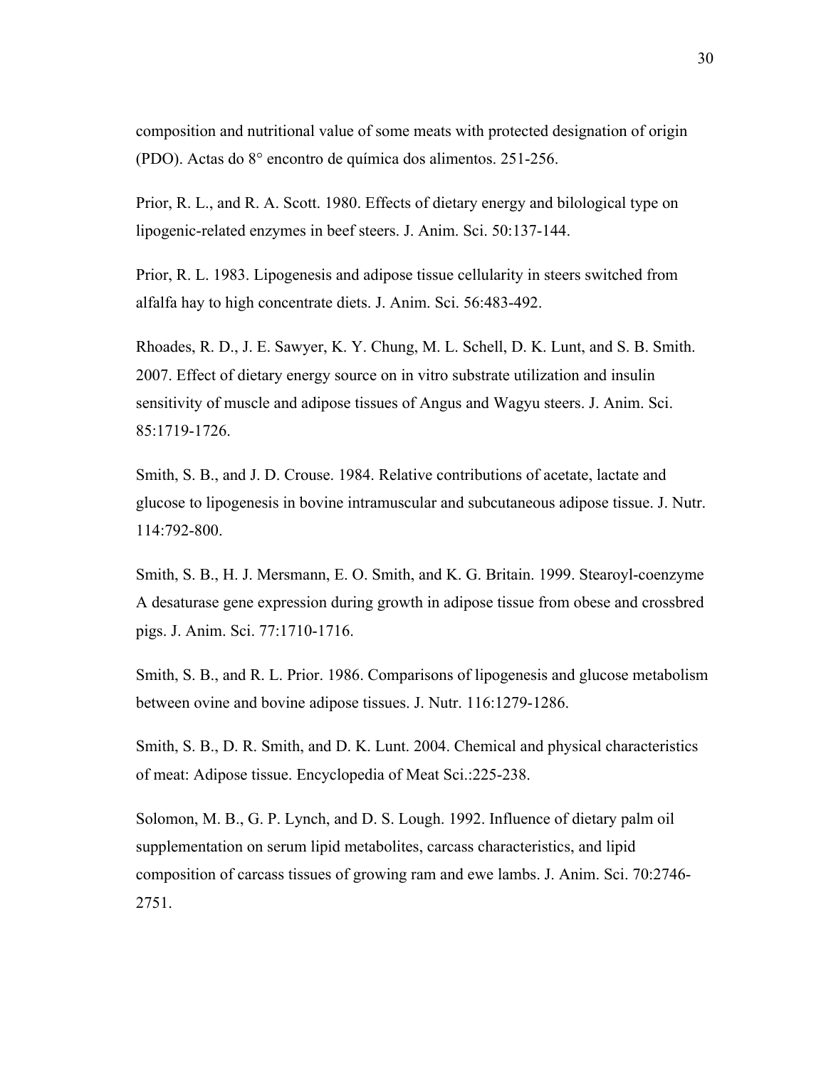composition and nutritional value of some meats with protected designation of origin (PDO). Actas do 8° encontro de química dos alimentos. 251-256.

Prior, R. L., and R. A. Scott. 1980. Effects of dietary energy and bilological type on lipogenic-related enzymes in beef steers. J. Anim. Sci. 50:137-144.

Prior, R. L. 1983. Lipogenesis and adipose tissue cellularity in steers switched from alfalfa hay to high concentrate diets. J. Anim. Sci. 56:483-492.

Rhoades, R. D., J. E. Sawyer, K. Y. Chung, M. L. Schell, D. K. Lunt, and S. B. Smith. 2007. Effect of dietary energy source on in vitro substrate utilization and insulin sensitivity of muscle and adipose tissues of Angus and Wagyu steers. J. Anim. Sci. 85:1719-1726.

Smith, S. B., and J. D. Crouse. 1984. Relative contributions of acetate, lactate and glucose to lipogenesis in bovine intramuscular and subcutaneous adipose tissue. J. Nutr. 114:792-800.

Smith, S. B., H. J. Mersmann, E. O. Smith, and K. G. Britain. 1999. Stearoyl-coenzyme A desaturase gene expression during growth in adipose tissue from obese and crossbred pigs. J. Anim. Sci. 77:1710-1716.

Smith, S. B., and R. L. Prior. 1986. Comparisons of lipogenesis and glucose metabolism between ovine and bovine adipose tissues. J. Nutr. 116:1279-1286.

Smith, S. B., D. R. Smith, and D. K. Lunt. 2004. Chemical and physical characteristics of meat: Adipose tissue. Encyclopedia of Meat Sci.:225-238.

Solomon, M. B., G. P. Lynch, and D. S. Lough. 1992. Influence of dietary palm oil supplementation on serum lipid metabolites, carcass characteristics, and lipid composition of carcass tissues of growing ram and ewe lambs. J. Anim. Sci. 70:2746-2751.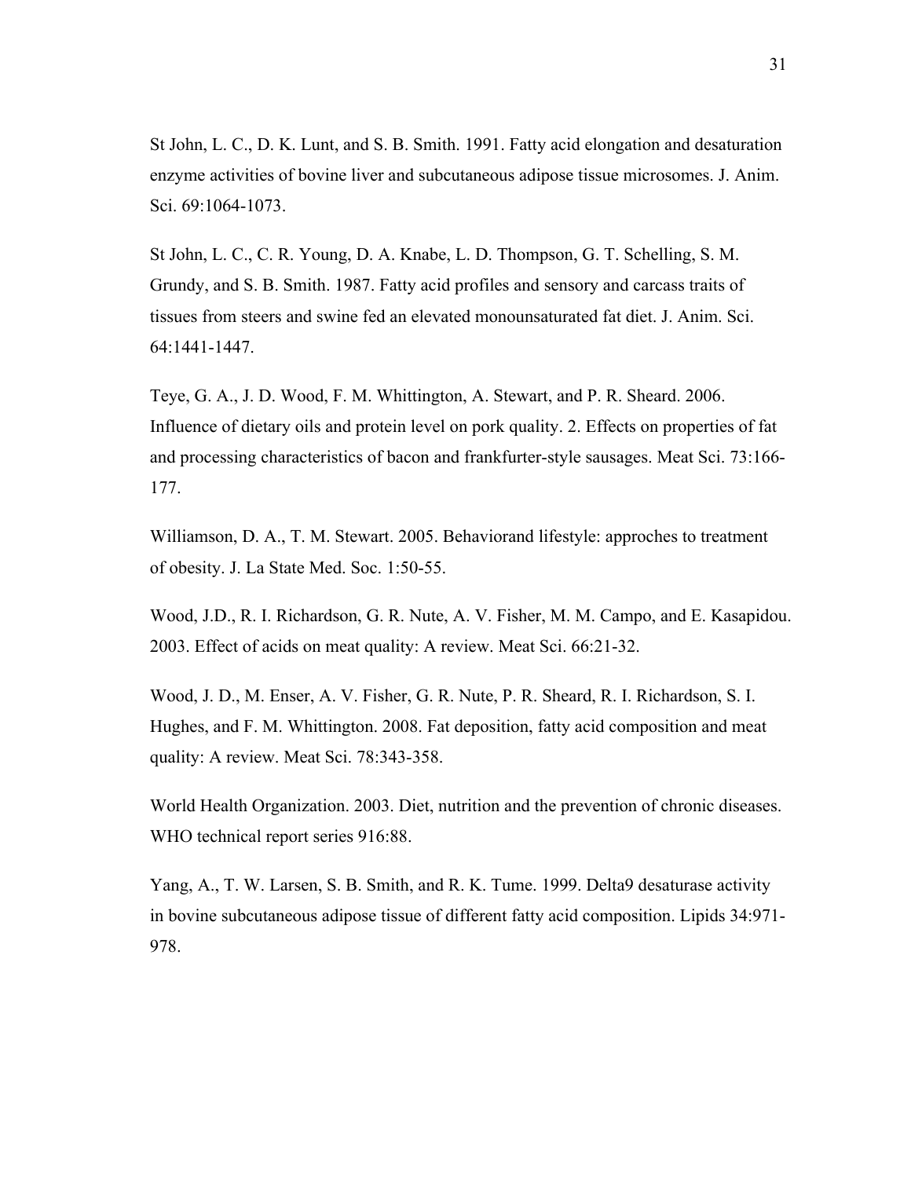St John, L. C., D. K. Lunt, and S. B. Smith. 1991. Fatty acid elongation and desaturation enzyme activities of bovine liver and subcutaneous adipose tissue microsomes. J. Anim. Sci. 69:1064-1073.

St John, L. C., C. R. Young, D. A. Knabe, L. D. Thompson, G. T. Schelling, S. M. Grundy, and S. B. Smith. 1987. Fatty acid profiles and sensory and carcass traits of tissues from steers and swine fed an elevated monounsaturated fat diet. J. Anim. Sci. 64:1441-1447.

Teye, G. A., J. D. Wood, F. M. Whittington, A. Stewart, and P. R. Sheard. 2006. Influence of dietary oils and protein level on pork quality. 2. Effects on properties of fat and processing characteristics of bacon and frankfurter-style sausages. Meat Sci. 73:166-177.

Williamson, D. A., T. M. Stewart. 2005. Behaviorand lifestyle: approches to treatment of obesity. J. La State Med. Soc. 1:50-55.

Wood, J.D., R. I. Richardson, G. R. Nute, A. V. Fisher, M. M. Campo, and E. Kasapidou. 2003. Effect of acids on meat quality: A review. Meat Sci. 66:21-32.

Wood, J. D., M. Enser, A. V. Fisher, G. R. Nute, P. R. Sheard, R. I. Richardson, S. I. Hughes, and F. M. Whittington. 2008. Fat deposition, fatty acid composition and meat quality: A review. Meat Sci. 78:343-358.

World Health Organization. 2003. Diet, nutrition and the prevention of chronic diseases. WHO technical report series 916:88.

Yang, A., T. W. Larsen, S. B. Smith, and R. K. Tume. 1999. Delta9 desaturase activity in bovine subcutaneous adipose tissue of different fatty acid composition. Lipids 34:971-978.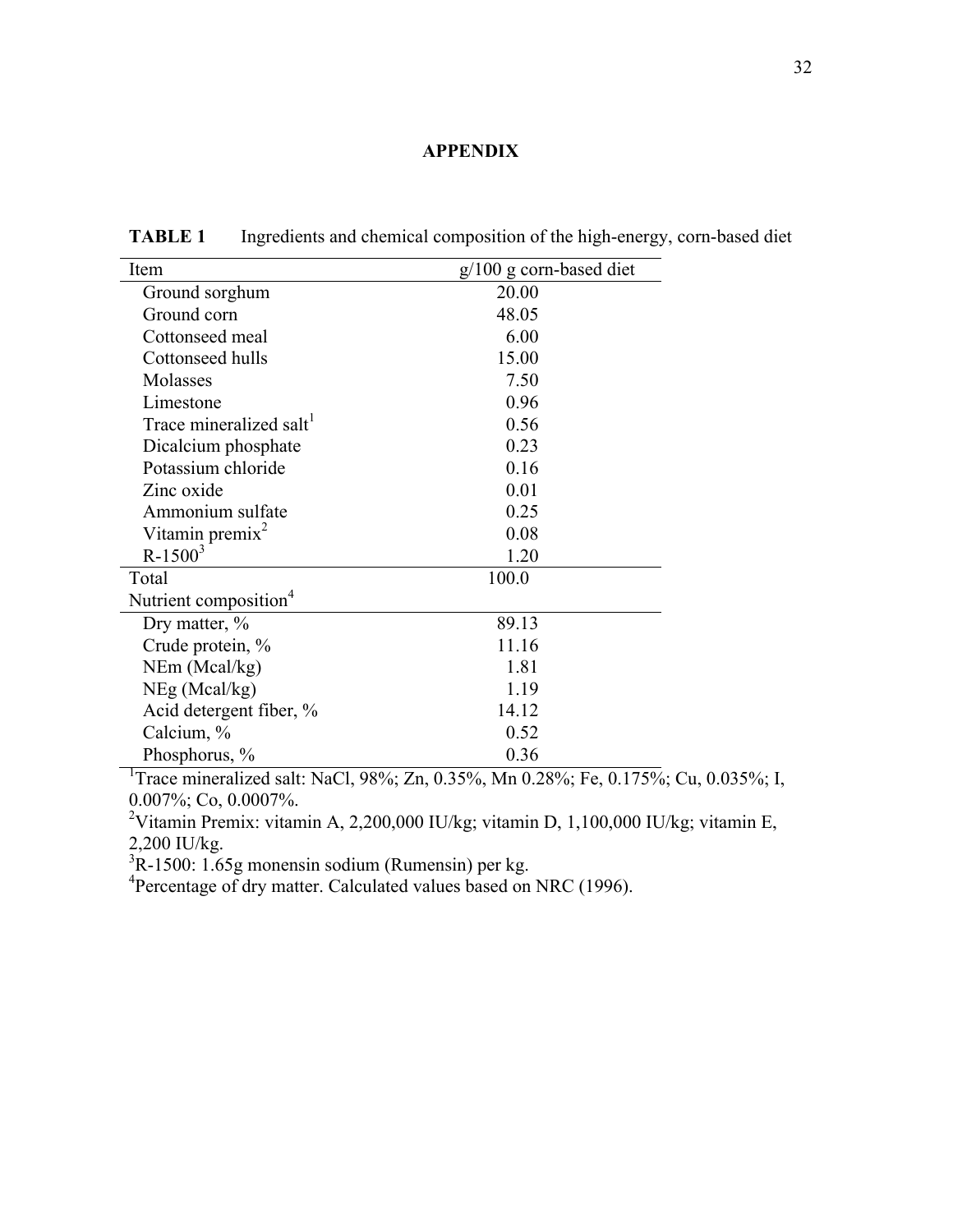# APPENDIX

**TABLE 1** Ingredients and chemical composition of the high-energy, corn-based diet

| Item | g/100 g corn-based diet |
|---|---|
| Ground sorghum | 20.00 |
| Ground corn | 48.05 |
| Cottonseed meal | 6.00 |
| Cottonseed hulls | 15.00 |
| Molasses | 7.50 |
| Limestone | 0.96 |
| Trace mineralized salt[1] | 0.56 |
| Dicalcium phosphate | 0.23 |
| Potassium chloride | 0.16 |
| Zinc oxide | 0.01 |
| Ammonium sulfate | 0.25 |
| Vitamin premix[2] | 0.08 |
| R-1500[3] | 1.20 |
| Total | 100.0 |
| Nutrient composition[4] | |
| Dry matter, % | 89.13 |
| Crude protein, % | 11.16 |
| NEm (Mcal/kg) | 1.81 |
| NEg (Mcal/kg) | 1.19 |
| Acid detergent fiber, % | 14.12 |
| Calcium, % | 0.52 |
| Phosphorus, % | 0.36 |

[1]Trace mineralized salt: NaCl, 98%; Zn, 0.35%, Mn 0.28%; Fe, 0.175%; Cu, 0.035%; I, 0.007%; Co, 0.0007%.

[2]Vitamin Premix: vitamin A, 2,200,000 IU/kg; vitamin D, 1,100,000 IU/kg; vitamin E, 2,200 IU/kg.

[3]R-1500: 1.65g monensin sodium (Rumensin) per kg.

[4]Percentage of dry matter. Calculated values based on NRC (1996).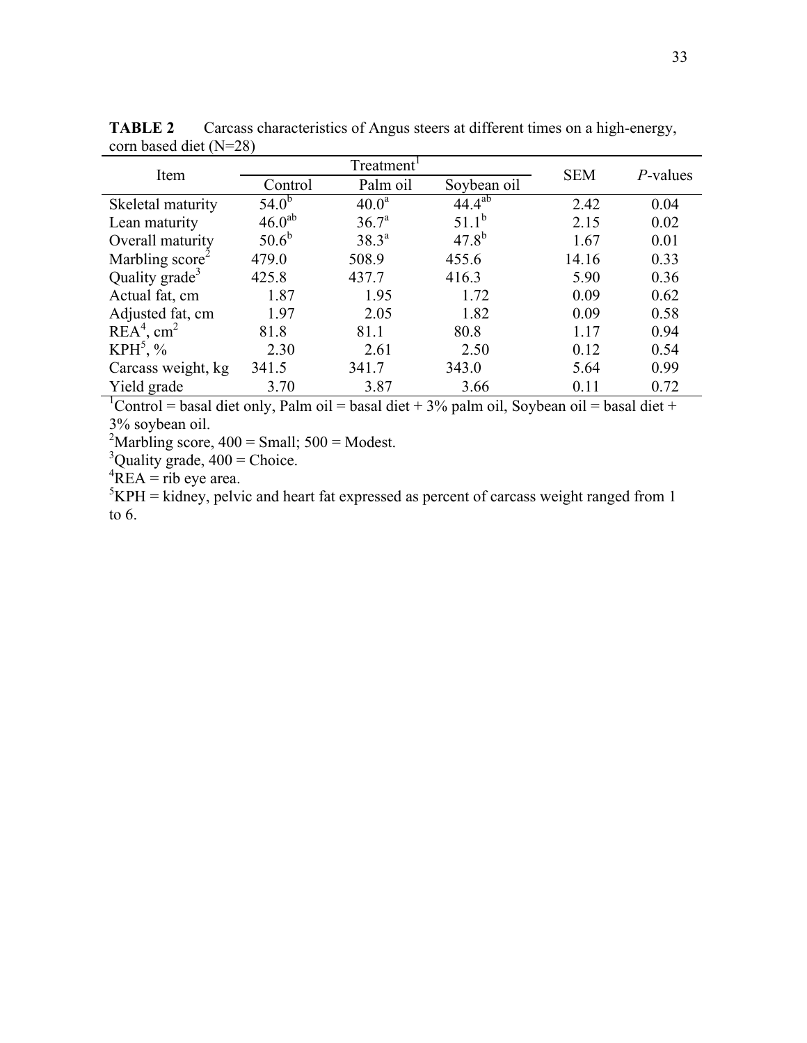**TABLE 2** Carcass characteristics of Angus steers at different times on a high-energy, corn based diet (N=28)

| Item | Treatment[1] | | | SEM | *P*-values |
|---|---|---|---|---|---|
| | Control | Palm oil | Soybean oil | | |
| Skeletal maturity | $54.0^{b}$ | $40.0^{a}$ | $44.4^{ab}$ | 2.42 | 0.04 |
| Lean maturity | $46.0^{ab}$ | $36.7^{a}$ | $51.1^{b}$ | 2.15 | 0.02 |
| Overall maturity | $50.6^{b}$ | $38.3^{a}$ | $47.8^{b}$ | 1.67 | 0.01 |
| Marbling score[2] | 479.0 | 508.9 | 455.6 | 14.16 | 0.33 |
| Quality grade[3] | 425.8 | 437.7 | 416.3 | 5.90 | 0.36 |
| Actual fat, cm | 1.87 | 1.95 | 1.72 | 0.09 | 0.62 |
| Adjusted fat, cm | 1.97 | 2.05 | 1.82 | 0.09 | 0.58 |
| REA[4], $cm^2$ | 81.8 | 81.1 | 80.8 | 1.17 | 0.94 |
| KPH[5], % | 2.30 | 2.61 | 2.50 | 0.12 | 0.54 |
| Carcass weight, kg | 341.5 | 341.7 | 343.0 | 5.64 | 0.99 |
| Yield grade | 3.70 | 3.87 | 3.66 | 0.11 | 0.72 |

[1]Control = basal diet only, Palm oil = basal diet + 3% palm oil, Soybean oil = basal diet + 3% soybean oil.

[2]Marbling score, 400 = Small; 500 = Modest.

[3]Quality grade, 400 = Choice.

[4]REA = rib eye area.

[5]KPH = kidney, pelvic and heart fat expressed as percent of carcass weight ranged from 1 to 6.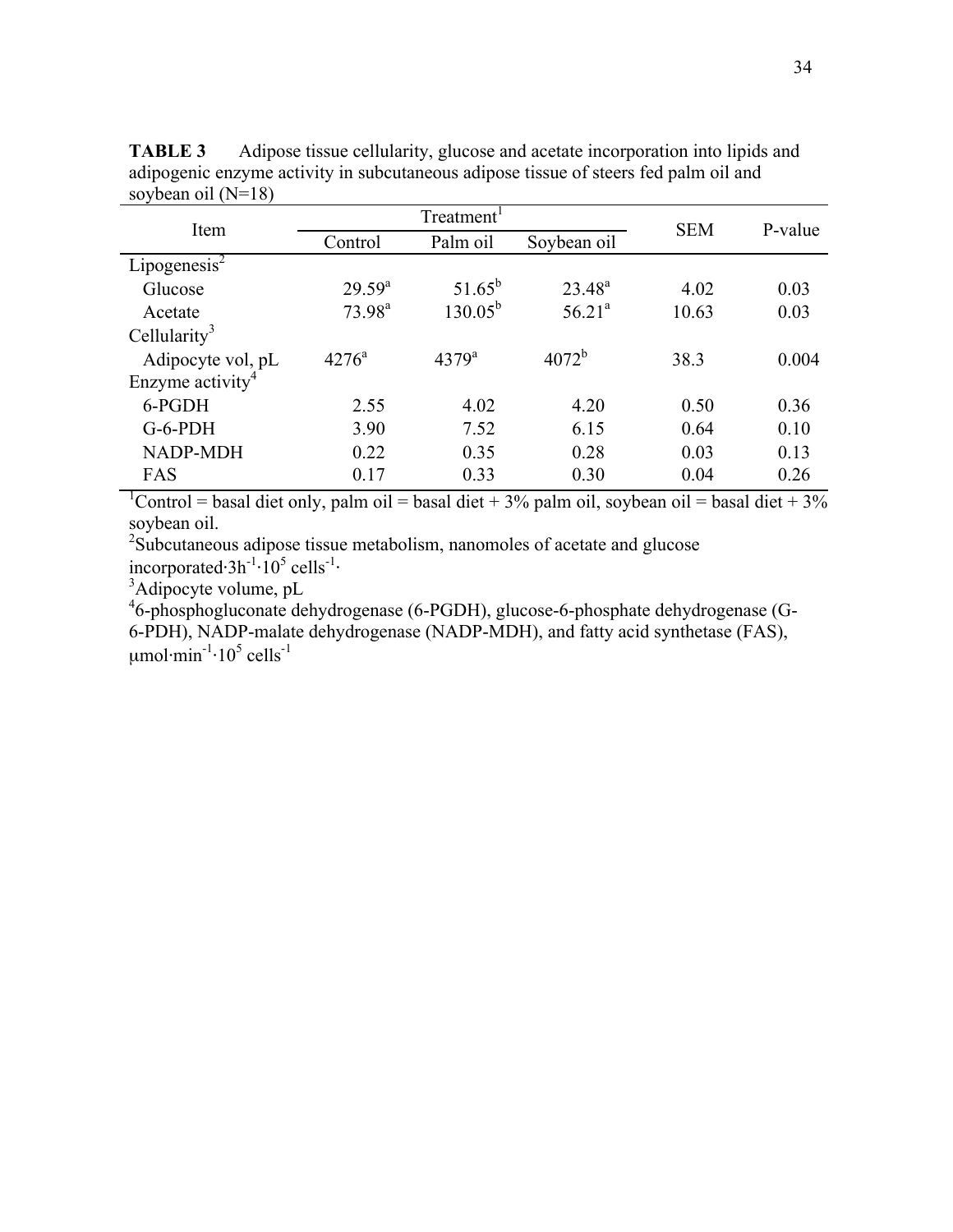**TABLE 3** Adipose tissue cellularity, glucose and acetate incorporation into lipids and adipogenic enzyme activity in subcutaneous adipose tissue of steers fed palm oil and soybean oil (N=18)

| Item | Treatment[1] | | | SEM | P-value |
|---|---|---|---|---|---|
| | Control | Palm oil | Soybean oil | | |
| Lipogenesis[2] | | | | | |
| Glucose | 29.59[a] | 51.65[b] | 23.48[a] | 4.02 | 0.03 |
| Acetate | 73.98[a] | 130.05[b] | 56.21[a] | 10.63 | 0.03 |
| Cellularity[3] | | | | | |
| Adipocyte vol, pL | 4276[a] | 4379[a] | 4072[b] | 38.3 | 0.004 |
| Enzyme activity[4] | | | | | |
| 6-PGDH | 2.55 | 4.02 | 4.20 | 0.50 | 0.36 |
| G-6-PDH | 3.90 | 7.52 | 6.15 | 0.64 | 0.10 |
| NADP-MDH | 0.22 | 0.35 | 0.28 | 0.03 | 0.13 |
| FAS | 0.17 | 0.33 | 0.30 | 0.04 | 0.26 |

[1]Control = basal diet only, palm oil = basal diet + 3% palm oil, soybean oil = basal diet + 3% soybean oil.

[2]Subcutaneous adipose tissue metabolism, nanomoles of acetate and glucose incorporated·$3h^{-1}\cdot 10^{5}$ cells$^{-1}$·

[3]Adipocyte volume, pL

[4]6-phosphogluconate dehydrogenase (6-PGDH), glucose-6-phosphate dehydrogenase (G-6-PDH), NADP-malate dehydrogenase (NADP-MDH), and fatty acid synthetase (FAS), μmol·min$^{-1}\cdot 10^{5}$ cells$^{-1}$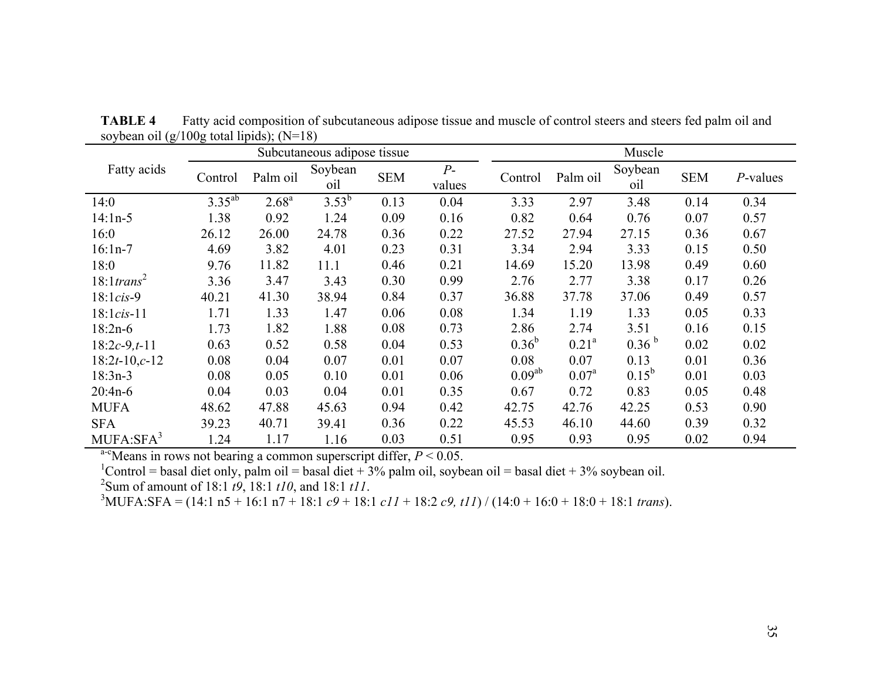**TABLE 4** Fatty acid composition of subcutaneous adipose tissue and muscle of control steers and steers fed palm oil and soybean oil (g/100g total lipids); (N=18)

| Fatty acids | Subcutaneous adipose tissue | | | | | Muscle | | | | |
|---|---|---|---|---|---|---|---|---|---|---|
| | Control | Palm oil | Soybean oil | SEM | *P*-values | Control | Palm oil | Soybean oil | SEM | *P*-values |
| 14:0 | 3.35[ab] | 2.68[a] | 3.53[b] | 0.13 | 0.04 | 3.33 | 2.97 | 3.48 | 0.14 | 0.34 |
| 14:1n-5 | 1.38 | 0.92 | 1.24 | 0.09 | 0.16 | 0.82 | 0.64 | 0.76 | 0.07 | 0.57 |
| 16:0 | 26.12 | 26.00 | 24.78 | 0.36 | 0.22 | 27.52 | 27.94 | 27.15 | 0.36 | 0.67 |
| 16:1n-7 | 4.69 | 3.82 | 4.01 | 0.23 | 0.31 | 3.34 | 2.94 | 3.33 | 0.15 | 0.50 |
| 18:0 | 9.76 | 11.82 | 11.1 | 0.46 | 0.21 | 14.69 | 15.20 | 13.98 | 0.49 | 0.60 |
| 18:1*trans*[2] | 3.36 | 3.47 | 3.43 | 0.30 | 0.99 | 2.76 | 2.77 | 3.38 | 0.17 | 0.26 |
| 18:1*cis*-9 | 40.21 | 41.30 | 38.94 | 0.84 | 0.37 | 36.88 | 37.78 | 37.06 | 0.49 | 0.57 |
| 18:1*cis*-11 | 1.71 | 1.33 | 1.47 | 0.06 | 0.08 | 1.34 | 1.19 | 1.33 | 0.05 | 0.33 |
| 18:2n-6 | 1.73 | 1.82 | 1.88 | 0.08 | 0.73 | 2.86 | 2.74 | 3.51 | 0.16 | 0.15 |
| 18:2*c*-9,*t*-11 | 0.63 | 0.52 | 0.58 | 0.04 | 0.53 | 0.36[b] | 0.21[a] | 0.36[b] | 0.02 | 0.02 |
| 18:2*t*-10,*c*-12 | 0.08 | 0.04 | 0.07 | 0.01 | 0.07 | 0.08 | 0.07 | 0.13 | 0.01 | 0.36 |
| 18:3n-3 | 0.08 | 0.05 | 0.10 | 0.01 | 0.06 | 0.09[ab] | 0.07[a] | 0.15[b] | 0.01 | 0.03 |
| 20:4n-6 | 0.04 | 0.03 | 0.04 | 0.01 | 0.35 | 0.67 | 0.72 | 0.83 | 0.05 | 0.48 |
| MUFA | 48.62 | 47.88 | 45.63 | 0.94 | 0.42 | 42.75 | 42.76 | 42.25 | 0.53 | 0.90 |
| SFA | 39.23 | 40.71 | 39.41 | 0.36 | 0.22 | 45.53 | 46.10 | 44.60 | 0.39 | 0.32 |
| MUFA:SFA[3] | 1.24 | 1.17 | 1.16 | 0.03 | 0.51 | 0.95 | 0.93 | 0.95 | 0.02 | 0.94 |

[a-c]Means in rows not bearing a common superscript differ, $P < 0.05$.

[1]Control = basal diet only, palm oil = basal diet + 3% palm oil, soybean oil = basal diet + 3% soybean oil.

[2]Sum of amount of 18:1 *t9*, 18:1 *t10*, and 18:1 *t11*.

[3]MUFA:SFA = (14:1 n5 + 16:1 n7 + 18:1 *c9* + 18:1 *c11* + 18:2 *c9, t11*) / (14:0 + 16:0 + 18:0 + 18:1 *trans*).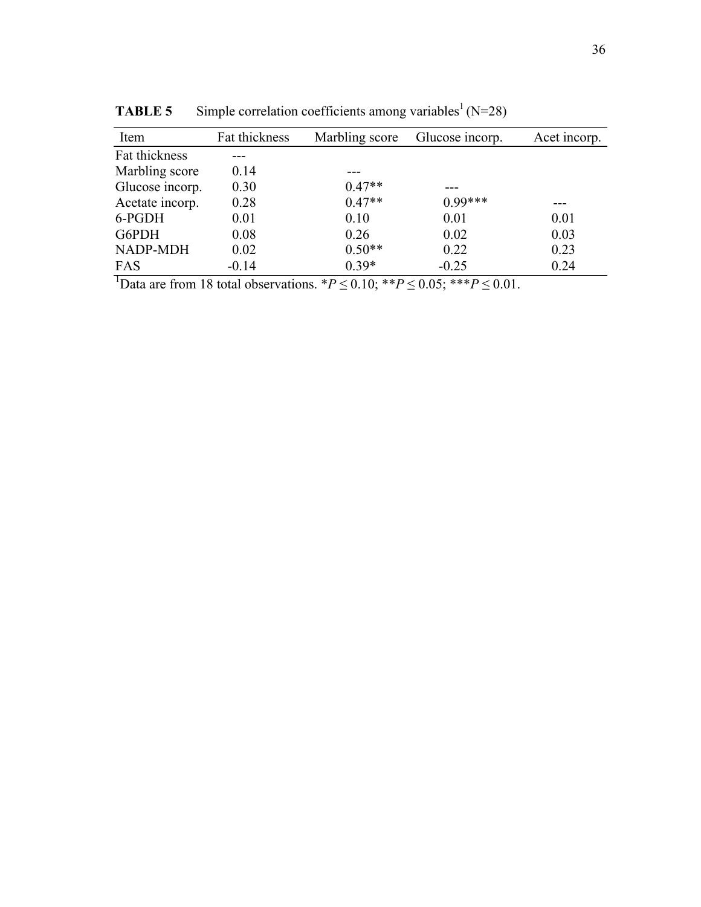**TABLE 5** Simple correlation coefficients among variables[1] (N=28)

| Item | Fat thickness | Marbling score | Glucose incorp. | Acet incorp. |
|---|---|---|---|---|
| Fat thickness | --- | | | |
| Marbling score | 0.14 | --- | | |
| Glucose incorp. | 0.30 | 0.47** | --- | |
| Acetate incorp. | 0.28 | 0.47** | 0.99*** | --- |
| 6-PGDH | 0.01 | 0.10 | 0.01 | 0.01 |
| G6PDH | 0.08 | 0.26 | 0.02 | 0.03 |
| NADP-MDH | 0.02 | 0.50** | 0.22 | 0.23 |
| FAS | -0.14 | 0.39* | -0.25 | 0.24 |

[1]Data are from 18 total observations. *$P \leq 0.10$; **$P \leq 0.05$; ***$P \leq 0.01$.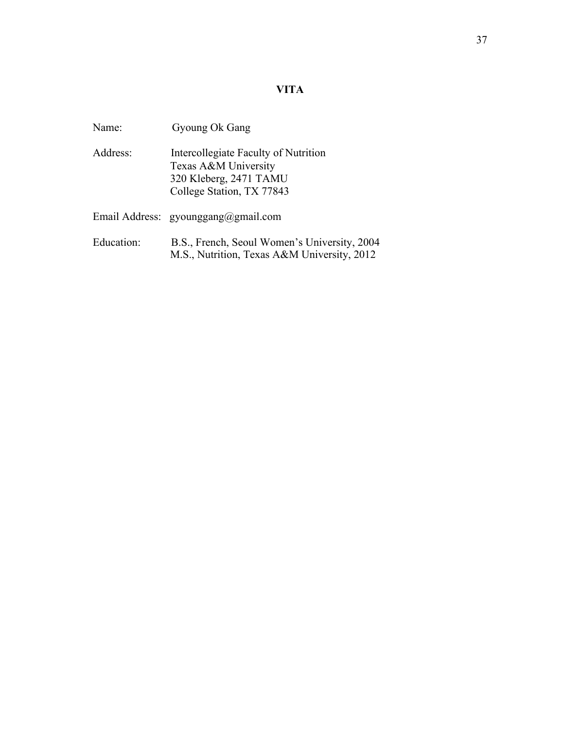# VITA

Name: Gyoung Ok Gang

Address: Intercollegiate Faculty of Nutrition
Texas A&M University
320 Kleberg, 2471 TAMU
College Station, TX 77843

Email Address: gyounggang@gmail.com

Education: B.S., French, Seoul Women's University, 2004
M.S., Nutrition, Texas A&M University, 2012